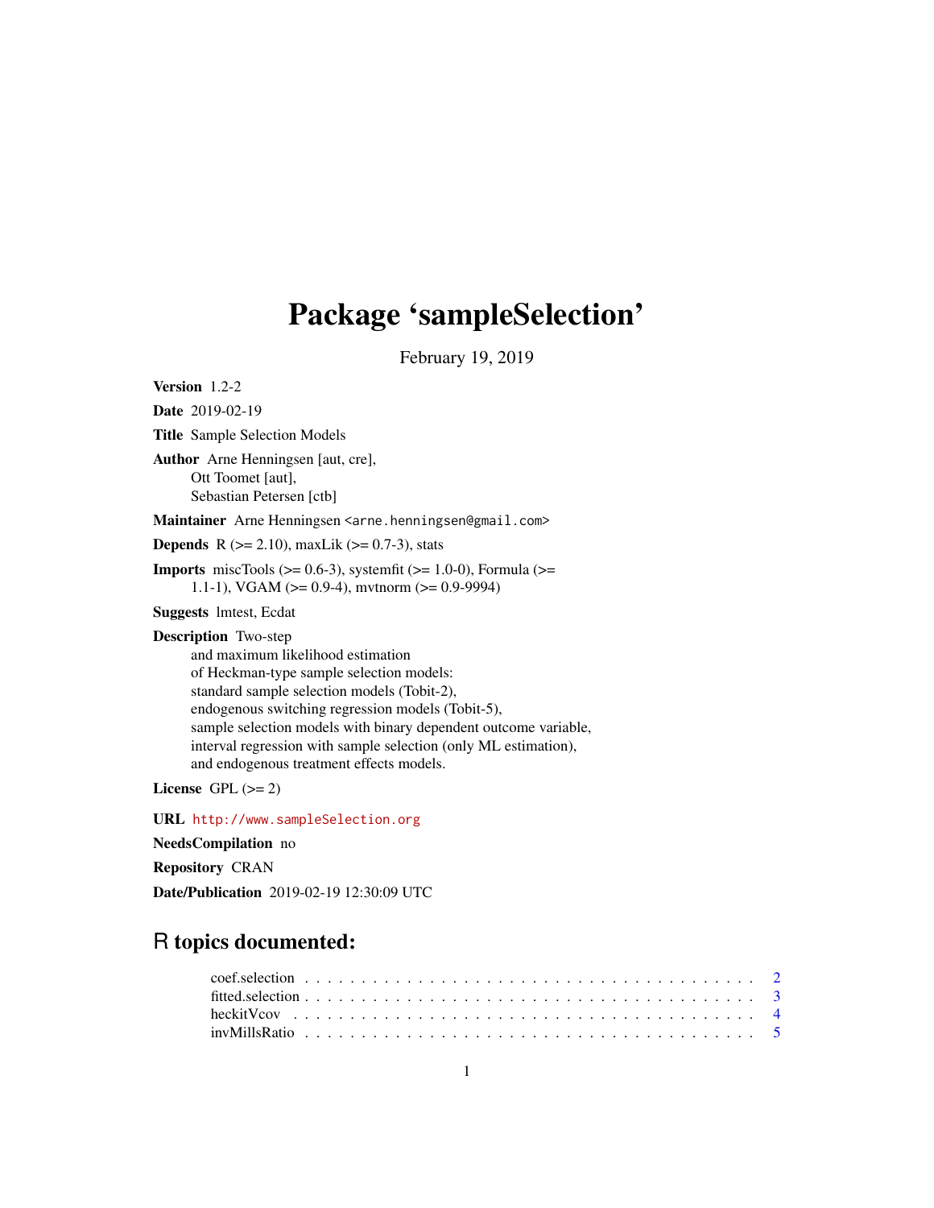# Package 'sampleSelection'

February 19, 2019

**Version** 1.2-2

**Date** 2019-02-19

**Title** Sample Selection Models

**Author** Arne Henningsen [aut, cre],
Ott Toomet [aut],
Sebastian Petersen [ctb]

**Maintainer** Arne Henningsen <arne.henningsen@gmail.com>

**Depends** R (>= 2.10), maxLik (>= 0.7-3), stats

**Imports** miscTools (>= 0.6-3), systemfit (>= 1.0-0), Formula (>= 1.1-1), VGAM (>= 0.9-4), mvtnorm (>= 0.9-9994)

**Suggests** lmtest, Ecdat

**Description** Two-step
and maximum likelihood estimation
of Heckman-type sample selection models:
standard sample selection models (Tobit-2),
endogenous switching regression models (Tobit-5),
sample selection models with binary dependent outcome variable,
interval regression with sample selection (only ML estimation),
and endogenous treatment effects models.

**License** GPL (>= 2)

**URL** http://www.sampleSelection.org

**NeedsCompilation** no

**Repository** CRAN

**Date/Publication** 2019-02-19 12:30:09 UTC

## R topics documented:

coef.selection . . . . . . . . . . . . . . . . . . . . . . . . . . . . . . . . . . . . . . . 2
fitted.selection . . . . . . . . . . . . . . . . . . . . . . . . . . . . . . . . . . . . . . . 3
heckitVcov . . . . . . . . . . . . . . . . . . . . . . . . . . . . . . . . . . . . . . . 4
invMillsRatio . . . . . . . . . . . . . . . . . . . . . . . . . . . . . . . . . . . . . . . 5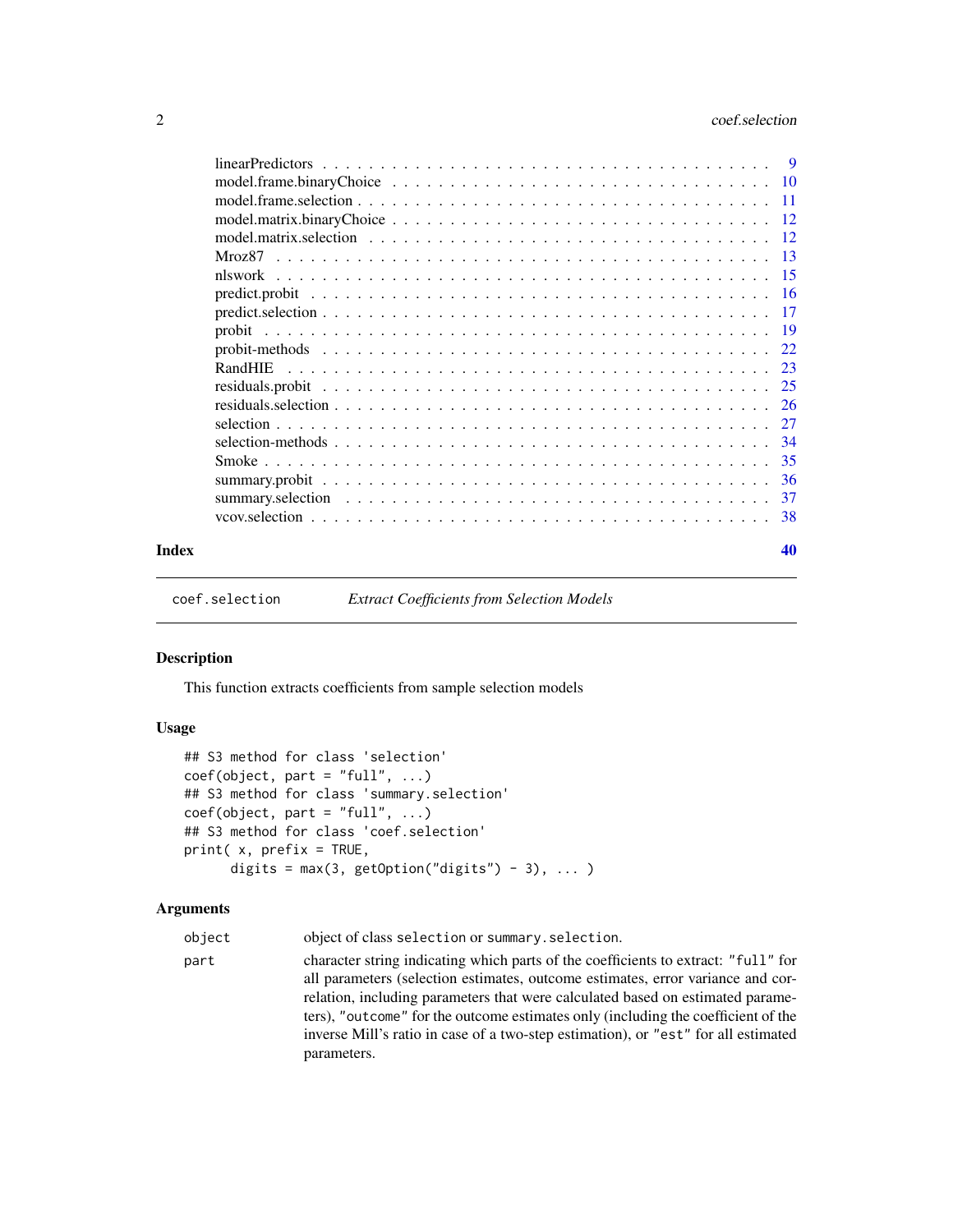linearPredictors . . . . . . . . . . . . . . . . . . . . . . . . . . . . . . . . . . . . . . 9
model.frame.binaryChoice . . . . . . . . . . . . . . . . . . . . . . . . . . . . . . . . . 10
model.frame.selection . . . . . . . . . . . . . . . . . . . . . . . . . . . . . . . . . . . 11
model.matrix.binaryChoice . . . . . . . . . . . . . . . . . . . . . . . . . . . . . . . . . 12
model.matrix.selection . . . . . . . . . . . . . . . . . . . . . . . . . . . . . . . . . . 12
Mroz87 . . . . . . . . . . . . . . . . . . . . . . . . . . . . . . . . . . . . . . . . . . . 13
nlswork . . . . . . . . . . . . . . . . . . . . . . . . . . . . . . . . . . . . . . . . . . 15
predict.probit . . . . . . . . . . . . . . . . . . . . . . . . . . . . . . . . . . . . . . . 16
predict.selection . . . . . . . . . . . . . . . . . . . . . . . . . . . . . . . . . . . . . . 17
probit . . . . . . . . . . . . . . . . . . . . . . . . . . . . . . . . . . . . . . . . . . . 19
probit-methods . . . . . . . . . . . . . . . . . . . . . . . . . . . . . . . . . . . . . . . 22
RandHIE . . . . . . . . . . . . . . . . . . . . . . . . . . . . . . . . . . . . . . . . . . 23
residuals.probit . . . . . . . . . . . . . . . . . . . . . . . . . . . . . . . . . . . . . . 25
residuals.selection . . . . . . . . . . . . . . . . . . . . . . . . . . . . . . . . . . . . . 26
selection . . . . . . . . . . . . . . . . . . . . . . . . . . . . . . . . . . . . . . . . . 27
selection-methods . . . . . . . . . . . . . . . . . . . . . . . . . . . . . . . . . . . . . 34
Smoke . . . . . . . . . . . . . . . . . . . . . . . . . . . . . . . . . . . . . . . . . . . 35
summary.probit . . . . . . . . . . . . . . . . . . . . . . . . . . . . . . . . . . . . . . . 36
summary.selection . . . . . . . . . . . . . . . . . . . . . . . . . . . . . . . . . . . . . 37
vcov.selection . . . . . . . . . . . . . . . . . . . . . . . . . . . . . . . . . . . . . . . 38

**Index** **40**

---

`coef.selection` *Extract Coefficients from Selection Models*

---

## Description

This function extracts coefficients from sample selection models

## Usage

```
## S3 method for class 'selection'
coef(object, part = "full", ...)
## S3 method for class 'summary.selection'
coef(object, part = "full", ...)
## S3 method for class 'coef.selection'
print( x, prefix = TRUE,
      digits = max(3, getOption("digits") - 3), ... )
```

## Arguments

| | |
|---|---|
| `object` | object of class `selection` or `summary.selection`. |
| `part` | character string indicating which parts of the coefficients to extract: `"full"` for all parameters (selection estimates, outcome estimates, error variance and correlation, including parameters that were calculated based on estimated parameters), `"outcome"` for the outcome estimates only (including the coefficient of the inverse Mill's ratio in case of a two-step estimation), or `"est"` for all estimated parameters. |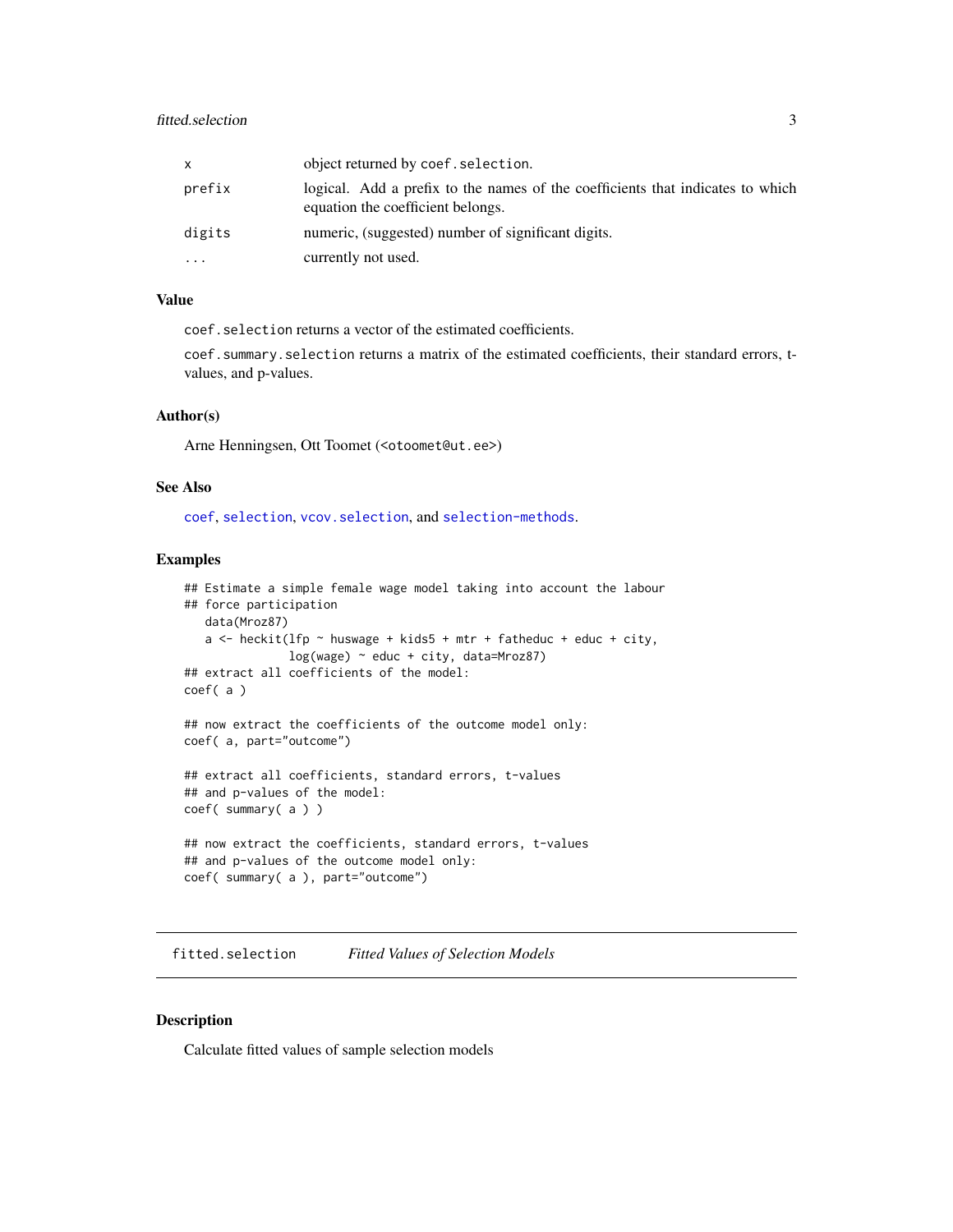| | |
|---|---|
| x | object returned by `coef.selection`. |
| prefix | logical. Add a prefix to the names of the coefficients that indicates to which equation the coefficient belongs. |
| digits | numeric, (suggested) number of significant digits. |
| ... | currently not used. |

### Value

`coef.selection` returns a vector of the estimated coefficients.

`coef.summary.selection` returns a matrix of the estimated coefficients, their standard errors, t-values, and p-values.

### Author(s)

Arne Henningsen, Ott Toomet (<otoomet@ut.ee>)

### See Also

`coef`, `selection`, `vcov.selection`, and `selection-methods`.

### Examples

```
## Estimate a simple female wage model taking into account the labour
## force participation
   data(Mroz87)
   a <- heckit(lfp ~ huswage + kids5 + mtr + fatheduc + educ + city,
               log(wage) ~ educ + city, data=Mroz87)
## extract all coefficients of the model:
coef( a )

## now extract the coefficients of the outcome model only:
coef( a, part="outcome")

## extract all coefficients, standard errors, t-values
## and p-values of the model:
coef( summary( a ) )

## now extract the coefficients, standard errors, t-values
## and p-values of the outcome model only:
coef( summary( a ), part="outcome")
```

---

## fitted.selection — *Fitted Values of Selection Models*

### Description

Calculate fitted values of sample selection models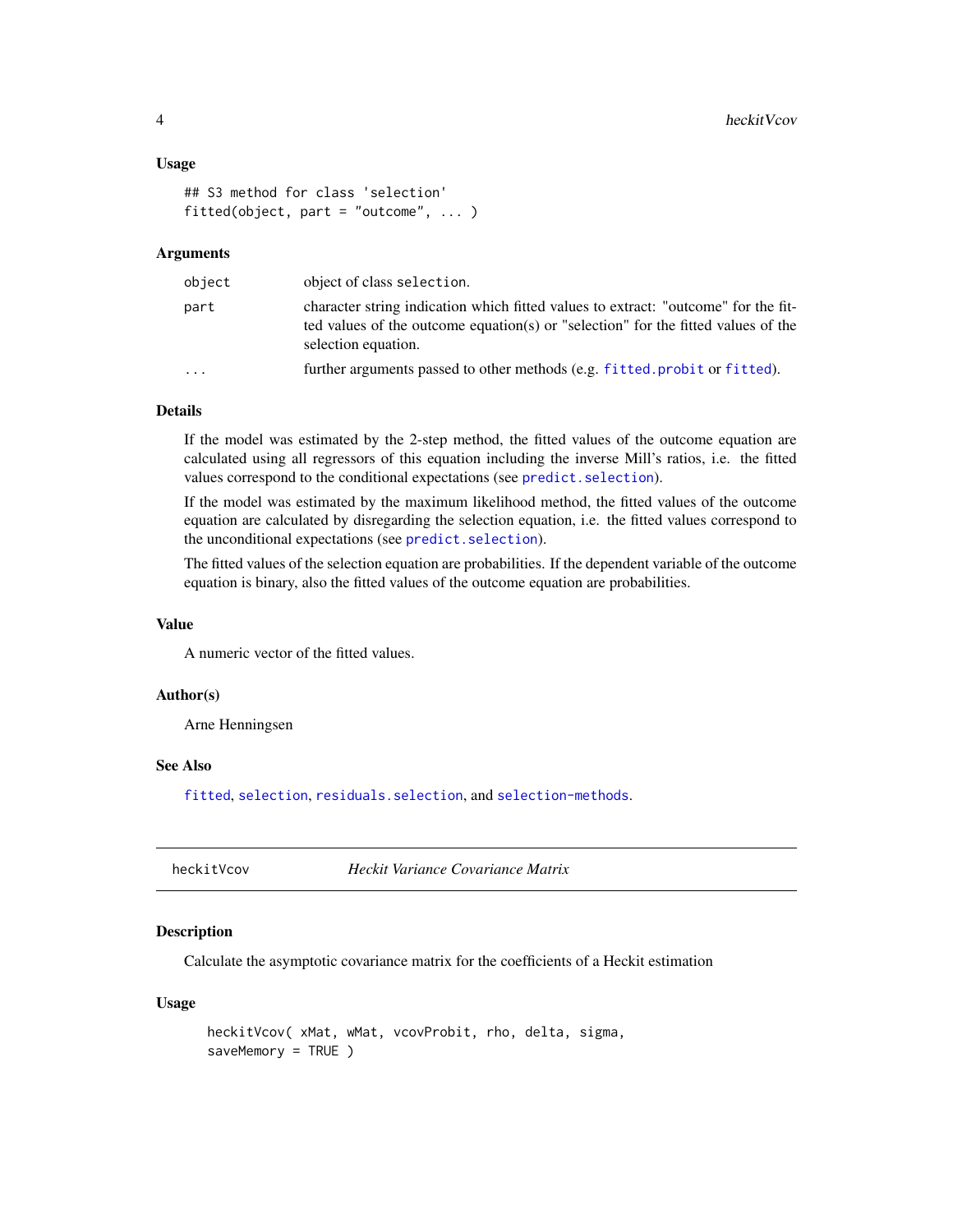### Usage

```
## S3 method for class 'selection'
fitted(object, part = "outcome", ... )
```

### Arguments

| | |
|---|---|
| `object` | object of class `selection`. |
| `part` | character string indication which fitted values to extract: "outcome" for the fitted values of the outcome equation(s) or "selection" for the fitted values of the selection equation. |
| `...` | further arguments passed to other methods (e.g. `fitted.probit` or `fitted`). |

### Details

If the model was estimated by the 2-step method, the fitted values of the outcome equation are calculated using all regressors of this equation including the inverse Mill's ratios, i.e. the fitted values correspond to the conditional expectations (see `predict.selection`).

If the model was estimated by the maximum likelihood method, the fitted values of the outcome equation are calculated by disregarding the selection equation, i.e. the fitted values correspond to the unconditional expectations (see `predict.selection`).

The fitted values of the selection equation are probabilities. If the dependent variable of the outcome equation is binary, also the fitted values of the outcome equation are probabilities.

### Value

A numeric vector of the fitted values.

### Author(s)

Arne Henningsen

### See Also

`fitted`, `selection`, `residuals.selection`, and `selection-methods`.

---

## heckitVcov — *Heckit Variance Covariance Matrix*

### Description

Calculate the asymptotic covariance matrix for the coefficients of a Heckit estimation

### Usage

```
heckitVcov( xMat, wMat, vcovProbit, rho, delta, sigma,
saveMemory = TRUE )
```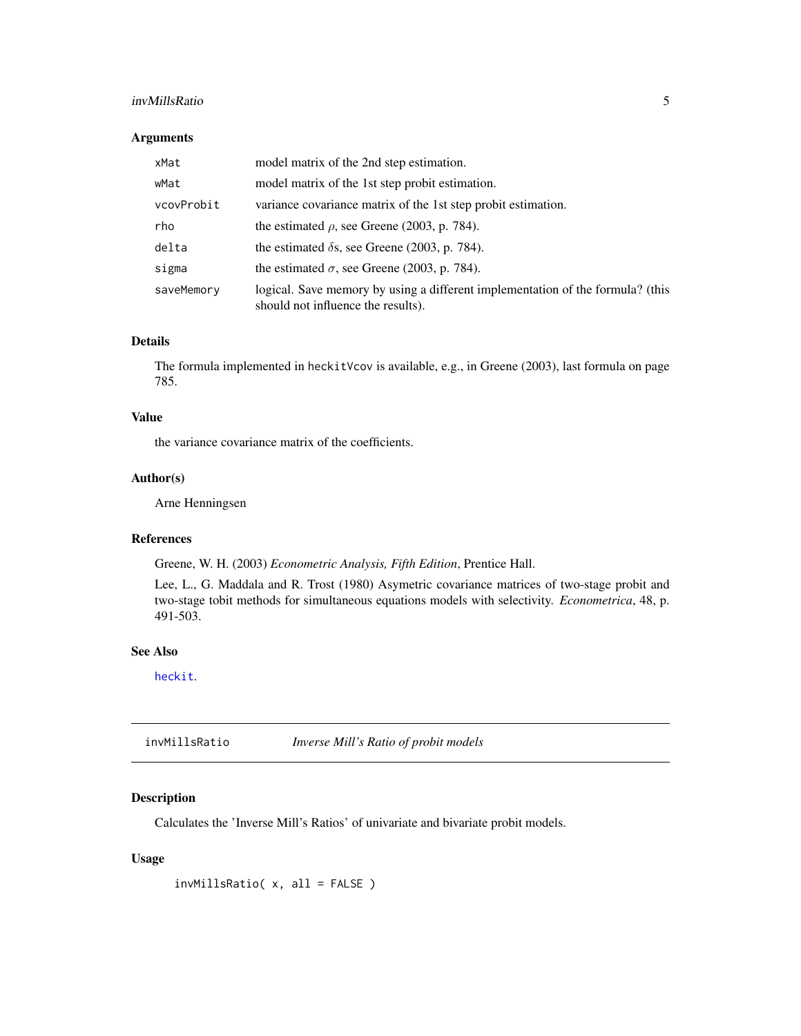### Arguments

| | |
|---|---|
| xMat | model matrix of the 2nd step estimation. |
| wMat | model matrix of the 1st step probit estimation. |
| vcovProbit | variance covariance matrix of the 1st step probit estimation. |
| rho | the estimated $\rho$, see Greene (2003, p. 784). |
| delta | the estimated $\delta$s, see Greene (2003, p. 784). |
| sigma | the estimated $\sigma$, see Greene (2003, p. 784). |
| saveMemory | logical. Save memory by using a different implementation of the formula? (this should not influence the results). |

### Details

The formula implemented in heckitVcov is available, e.g., in Greene (2003), last formula on page 785.

### Value

the variance covariance matrix of the coefficients.

### Author(s)

Arne Henningsen

### References

Greene, W. H. (2003) *Econometric Analysis, Fifth Edition*, Prentice Hall.

Lee, L., G. Maddala and R. Trost (1980) Asymetric covariance matrices of two-stage probit and two-stage tobit methods for simultaneous equations models with selectivity. *Econometrica*, 48, p. 491-503.

### See Also

heckit.

---

## invMillsRatio *Inverse Mill's Ratio of probit models*

### Description

Calculates the 'Inverse Mill's Ratios' of univariate and bivariate probit models.

### Usage

```
invMillsRatio( x, all = FALSE )
```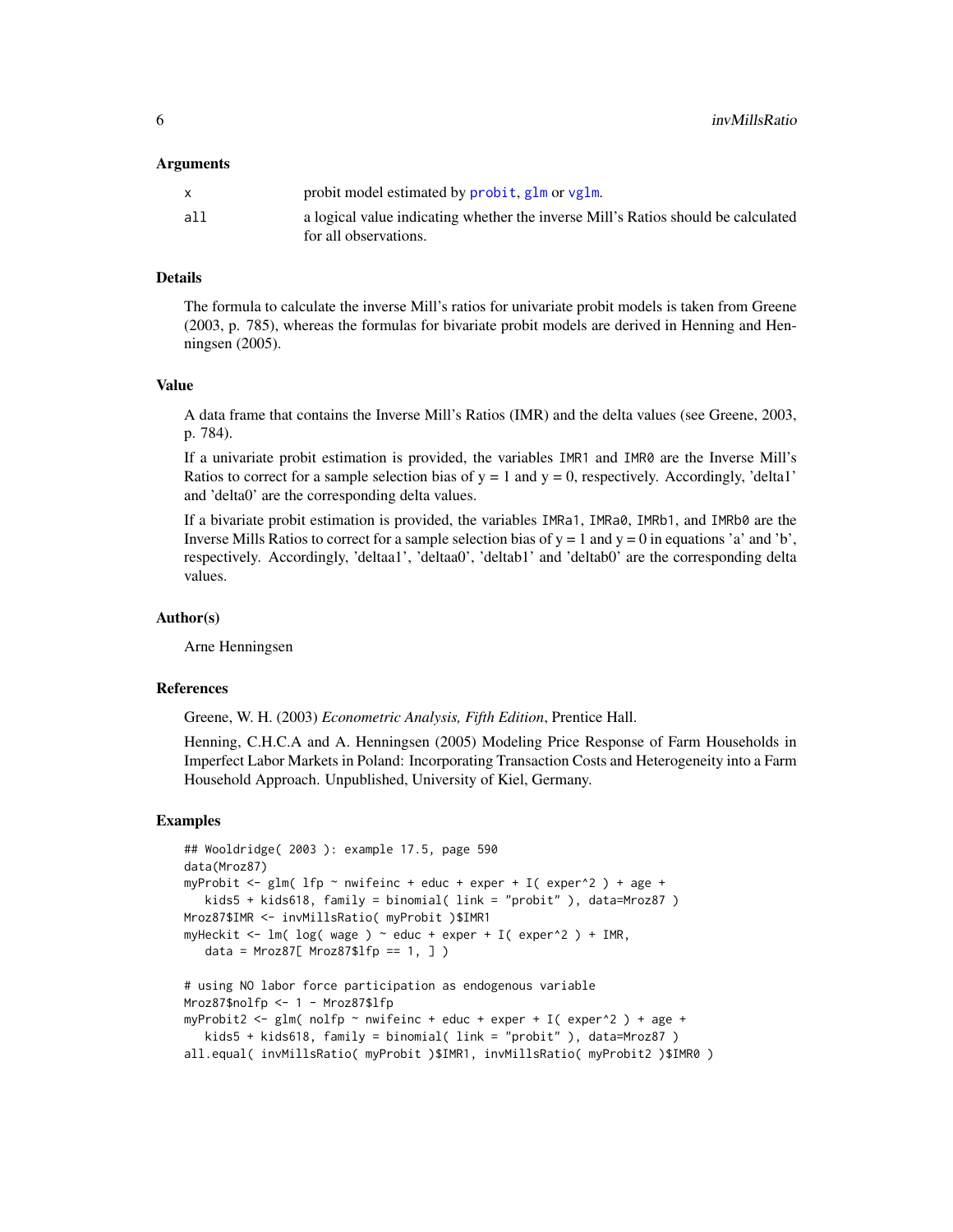### Arguments

| | |
|---|---|
| x | probit model estimated by probit, glm or vglm. |
| all | a logical value indicating whether the inverse Mill's Ratios should be calculated for all observations. |

### Details

The formula to calculate the inverse Mill's ratios for univariate probit models is taken from Greene (2003, p. 785), whereas the formulas for bivariate probit models are derived in Henning and Henningsen (2005).

### Value

A data frame that contains the Inverse Mill's Ratios (IMR) and the delta values (see Greene, 2003, p. 784).

If a univariate probit estimation is provided, the variables `IMR1` and `IMR0` are the Inverse Mill's Ratios to correct for a sample selection bias of y = 1 and y = 0, respectively. Accordingly, 'delta1' and 'delta0' are the corresponding delta values.

If a bivariate probit estimation is provided, the variables `IMRa1`, `IMRa0`, `IMRb1`, and `IMRb0` are the Inverse Mills Ratios to correct for a sample selection bias of y = 1 and y = 0 in equations 'a' and 'b', respectively. Accordingly, 'deltaa1', 'deltaa0', 'deltab1' and 'deltab0' are the corresponding delta values.

### Author(s)

Arne Henningsen

### References

Greene, W. H. (2003) *Econometric Analysis, Fifth Edition*, Prentice Hall.

Henning, C.H.C.A and A. Henningsen (2005) Modeling Price Response of Farm Households in Imperfect Labor Markets in Poland: Incorporating Transaction Costs and Heterogeneity into a Farm Household Approach. Unpublished, University of Kiel, Germany.

### Examples

```
## Wooldridge( 2003 ): example 17.5, page 590
data(Mroz87)
myProbit <- glm( lfp ~ nwifeinc + educ + exper + I( exper^2 ) + age +
   kids5 + kids618, family = binomial( link = "probit" ), data=Mroz87 )
Mroz87$IMR <- invMillsRatio( myProbit )$IMR1
myHeckit <- lm( log( wage ) ~ educ + exper + I( exper^2 ) + IMR,
   data = Mroz87[ Mroz87$lfp == 1, ] )

# using NO labor force participation as endogenous variable
Mroz87$nolfp <- 1 - Mroz87$lfp
myProbit2 <- glm( nolfp ~ nwifeinc + educ + exper + I( exper^2 ) + age +
   kids5 + kids618, family = binomial( link = "probit" ), data=Mroz87 )
all.equal( invMillsRatio( myProbit )$IMR1, invMillsRatio( myProbit2 )$IMR0 )
```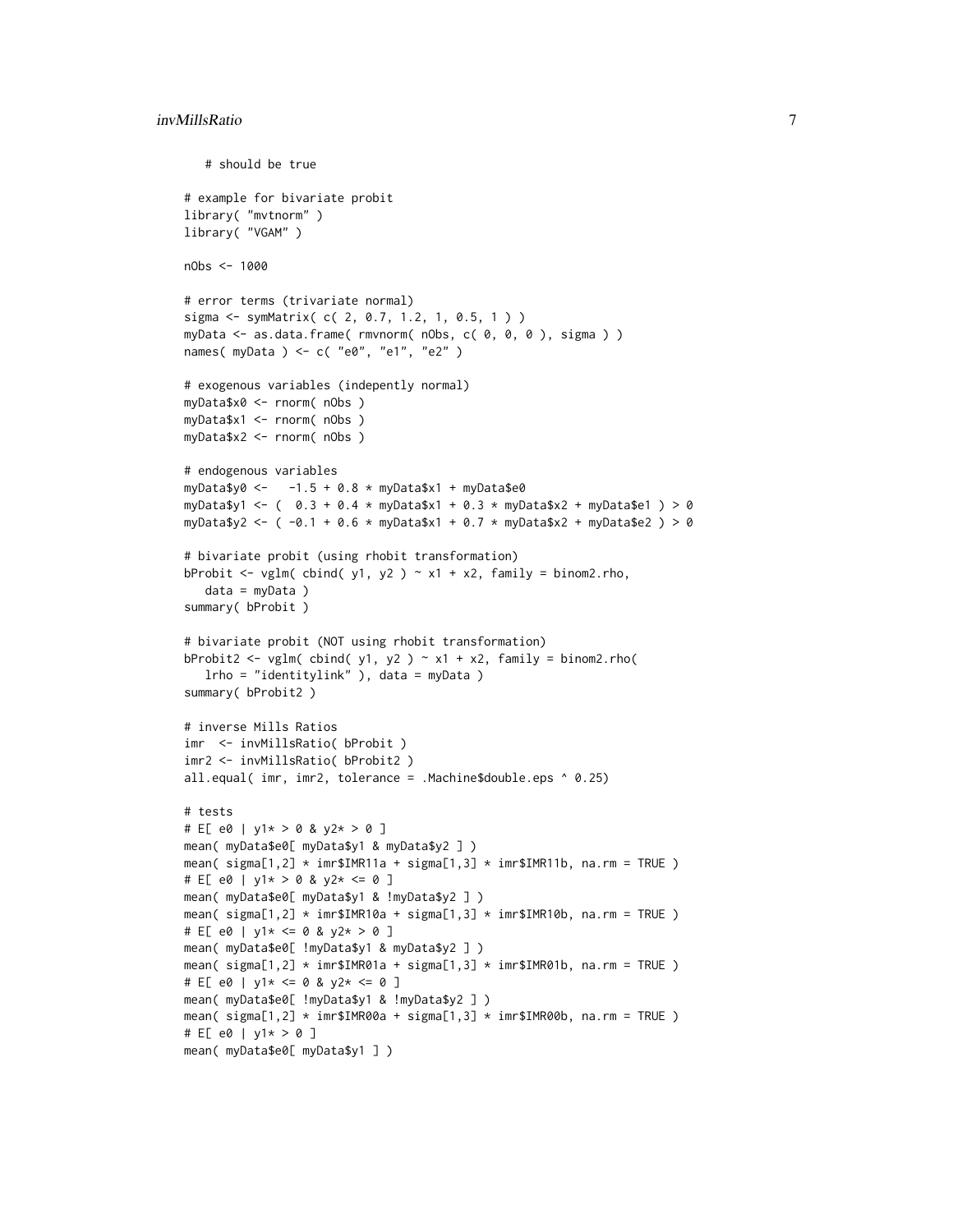```
   # should be true

# example for bivariate probit
library( "mvtnorm" )
library( "VGAM" )

nObs <- 1000

# error terms (trivariate normal)
sigma <- symMatrix( c( 2, 0.7, 1.2, 1, 0.5, 1 ) )
myData <- as.data.frame( rmvnorm( nObs, c( 0, 0, 0 ), sigma ) )
names( myData ) <- c( "e0", "e1", "e2" )

# exogenous variables (indepently normal)
myData$x0 <- rnorm( nObs )
myData$x1 <- rnorm( nObs )
myData$x2 <- rnorm( nObs )

# endogenous variables
myData$y0 <-   -1.5 + 0.8 * myData$x1 + myData$e0
myData$y1 <- (  0.3 + 0.4 * myData$x1 + 0.3 * myData$x2 + myData$e1 ) > 0
myData$y2 <- ( -0.1 + 0.6 * myData$x1 + 0.7 * myData$x2 + myData$e2 ) > 0

# bivariate probit (using rhobit transformation)
bProbit <- vglm( cbind( y1, y2 ) ~ x1 + x2, family = binom2.rho,
   data = myData )
summary( bProbit )

# bivariate probit (NOT using rhobit transformation)
bProbit2 <- vglm( cbind( y1, y2 ) ~ x1 + x2, family = binom2.rho(
   lrho = "identitylink" ), data = myData )
summary( bProbit2 )

# inverse Mills Ratios
imr  <- invMillsRatio( bProbit )
imr2 <- invMillsRatio( bProbit2 )
all.equal( imr, imr2, tolerance = .Machine$double.eps ^ 0.25)

# tests
# E[ e0 | y1* > 0 & y2* > 0 ]
mean( myData$e0[ myData$y1 & myData$y2 ] )
mean( sigma[1,2] * imr$IMR11a + sigma[1,3] * imr$IMR11b, na.rm = TRUE )
# E[ e0 | y1* > 0 & y2* <= 0 ]
mean( myData$e0[ myData$y1 & !myData$y2 ] )
mean( sigma[1,2] * imr$IMR10a + sigma[1,3] * imr$IMR10b, na.rm = TRUE )
# E[ e0 | y1* <= 0 & y2* > 0 ]
mean( myData$e0[ !myData$y1 & myData$y2 ] )
mean( sigma[1,2] * imr$IMR01a + sigma[1,3] * imr$IMR01b, na.rm = TRUE )
# E[ e0 | y1* <= 0 & y2* <= 0 ]
mean( myData$e0[ !myData$y1 & !myData$y2 ] )
mean( sigma[1,2] * imr$IMR00a + sigma[1,3] * imr$IMR00b, na.rm = TRUE )
# E[ e0 | y1* > 0 ]
mean( myData$e0[ myData$y1 ] )
```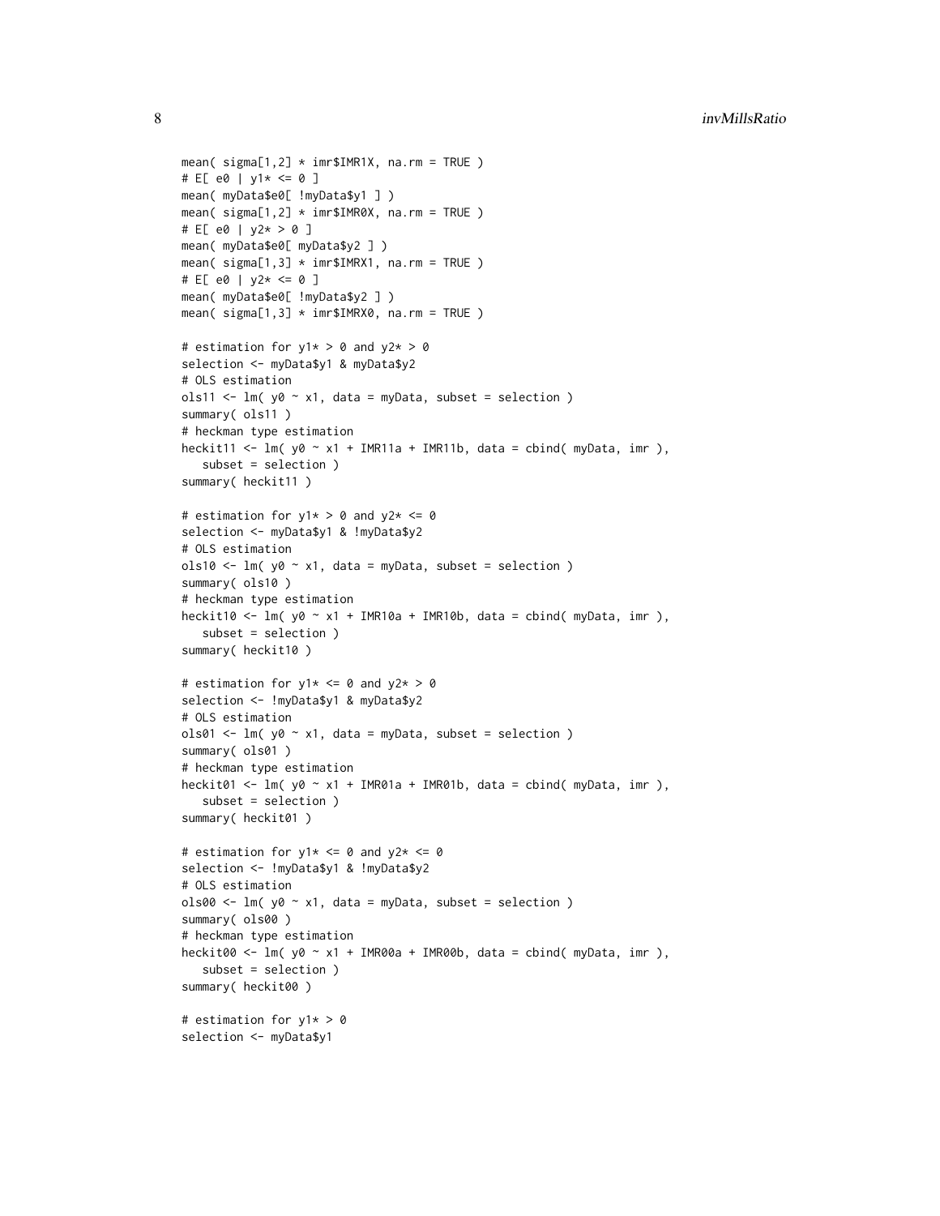```
mean( sigma[1,2] * imr$IMR1X, na.rm = TRUE )
# E[ e0 | y1* <= 0 ]
mean( myData$e0[ !myData$y1 ] )
mean( sigma[1,2] * imr$IMR0X, na.rm = TRUE )
# E[ e0 | y2* > 0 ]
mean( myData$e0[ myData$y2 ] )
mean( sigma[1,3] * imr$IMRX1, na.rm = TRUE )
# E[ e0 | y2* <= 0 ]
mean( myData$e0[ !myData$y2 ] )
mean( sigma[1,3] * imr$IMRX0, na.rm = TRUE )

# estimation for y1* > 0 and y2* > 0
selection <- myData$y1 & myData$y2
# OLS estimation
ols11 <- lm( y0 ~ x1, data = myData, subset = selection )
summary( ols11 )
# heckman type estimation
heckit11 <- lm( y0 ~ x1 + IMR11a + IMR11b, data = cbind( myData, imr ),
   subset = selection )
summary( heckit11 )

# estimation for y1* > 0 and y2* <= 0
selection <- myData$y1 & !myData$y2
# OLS estimation
ols10 <- lm( y0 ~ x1, data = myData, subset = selection )
summary( ols10 )
# heckman type estimation
heckit10 <- lm( y0 ~ x1 + IMR10a + IMR10b, data = cbind( myData, imr ),
   subset = selection )
summary( heckit10 )

# estimation for y1* <= 0 and y2* > 0
selection <- !myData$y1 & myData$y2
# OLS estimation
ols01 <- lm( y0 ~ x1, data = myData, subset = selection )
summary( ols01 )
# heckman type estimation
heckit01 <- lm( y0 ~ x1 + IMR01a + IMR01b, data = cbind( myData, imr ),
   subset = selection )
summary( heckit01 )

# estimation for y1* <= 0 and y2* <= 0
selection <- !myData$y1 & !myData$y2
# OLS estimation
ols00 <- lm( y0 ~ x1, data = myData, subset = selection )
summary( ols00 )
# heckman type estimation
heckit00 <- lm( y0 ~ x1 + IMR00a + IMR00b, data = cbind( myData, imr ),
   subset = selection )
summary( heckit00 )

# estimation for y1* > 0
selection <- myData$y1
```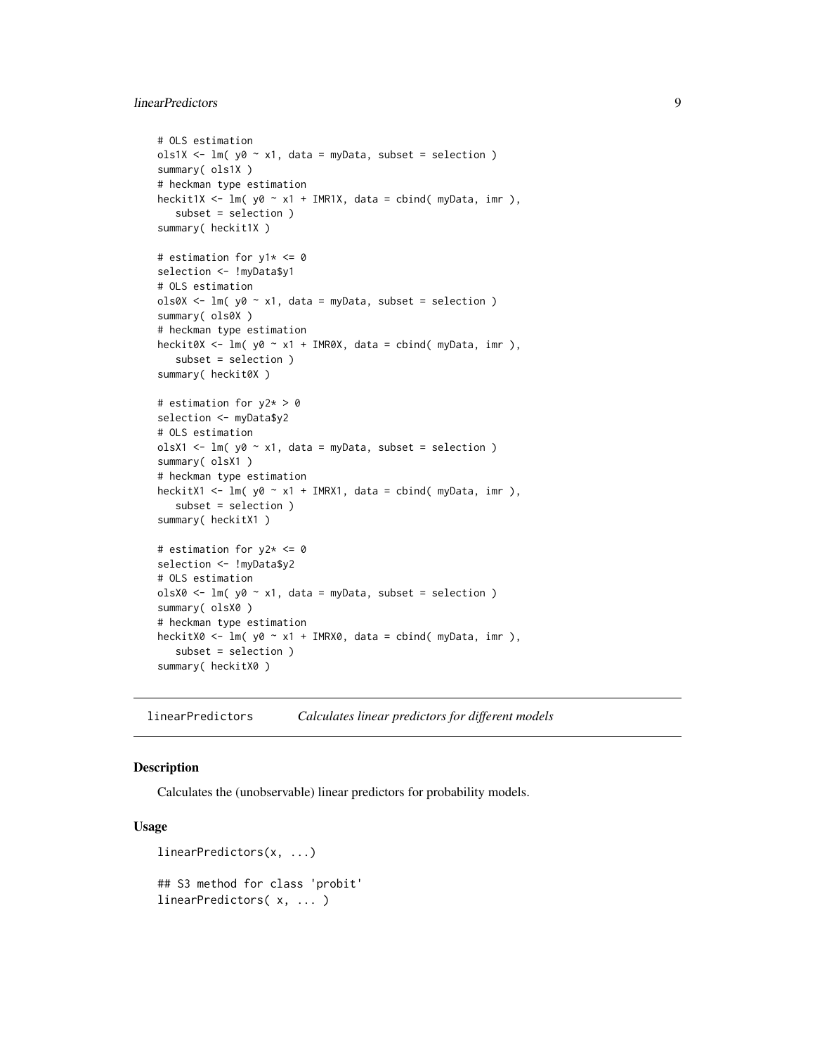```
# OLS estimation
ols1X <- lm( y0 ~ x1, data = myData, subset = selection )
summary( ols1X )
# heckman type estimation
heckit1X <- lm( y0 ~ x1 + IMR1X, data = cbind( myData, imr ),
   subset = selection )
summary( heckit1X )

# estimation for y1* <= 0
selection <- !myData$y1
# OLS estimation
ols0X <- lm( y0 ~ x1, data = myData, subset = selection )
summary( ols0X )
# heckman type estimation
heckit0X <- lm( y0 ~ x1 + IMR0X, data = cbind( myData, imr ),
   subset = selection )
summary( heckit0X )

# estimation for y2* > 0
selection <- myData$y2
# OLS estimation
olsX1 <- lm( y0 ~ x1, data = myData, subset = selection )
summary( olsX1 )
# heckman type estimation
heckitX1 <- lm( y0 ~ x1 + IMRX1, data = cbind( myData, imr ),
   subset = selection )
summary( heckitX1 )

# estimation for y2* <= 0
selection <- !myData$y2
# OLS estimation
olsX0 <- lm( y0 ~ x1, data = myData, subset = selection )
summary( olsX0 )
# heckman type estimation
heckitX0 <- lm( y0 ~ x1 + IMRX0, data = cbind( myData, imr ),
   subset = selection )
summary( heckitX0 )
```

---

## linearPredictors — *Calculates linear predictors for different models*

### Description

Calculates the (unobservable) linear predictors for probability models.

### Usage

```
linearPredictors(x, ...)

## S3 method for class 'probit'
linearPredictors( x, ... )
```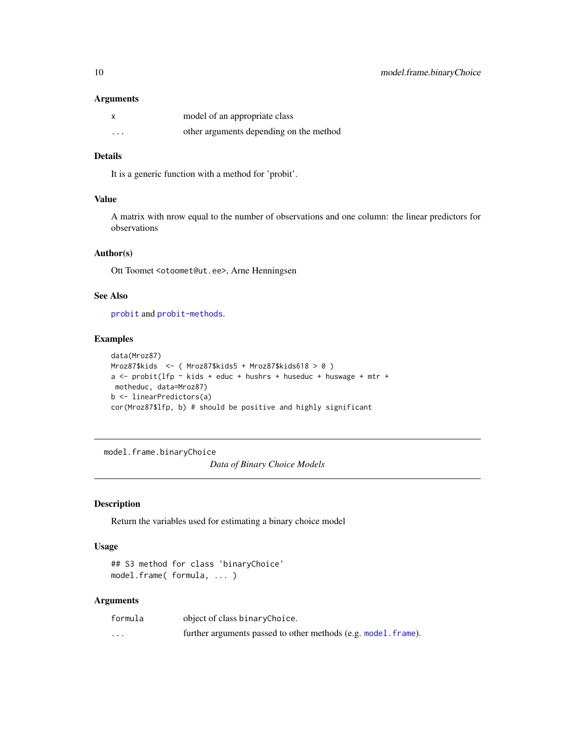### Arguments

| | |
|---|---|
| x | model of an appropriate class |
| ... | other arguments depending on the method |

### Details

It is a generic function with a method for 'probit'.

### Value

A matrix with nrow equal to the number of observations and one column: the linear predictors for observations

### Author(s)

Ott Toomet <otoomet@ut.ee>, Arne Henningsen

### See Also

probit and probit-methods.

### Examples

```
data(Mroz87)
Mroz87$kids  <- ( Mroz87$kids5 + Mroz87$kids618 > 0 )
a <- probit(lfp ~ kids + educ + hushrs + huseduc + huswage + mtr +
 motheduc, data=Mroz87)
b <- linearPredictors(a)
cor(Mroz87$lfp, b) # should be positive and highly significant
```

---

## model.frame.binaryChoice

*Data of Binary Choice Models*

### Description

Return the variables used for estimating a binary choice model

### Usage

```
## S3 method for class 'binaryChoice'
model.frame( formula, ... )
```

### Arguments

| | |
|---|---|
| formula | object of class binaryChoice. |
| ... | further arguments passed to other methods (e.g. model.frame). |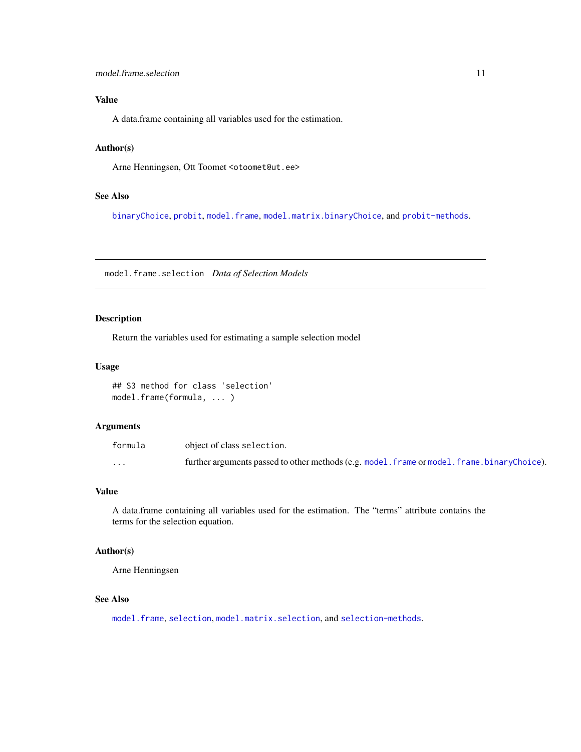### Value

A data.frame containing all variables used for the estimation.

### Author(s)

Arne Henningsen, Ott Toomet <otoomet@ut.ee>

### See Also

binaryChoice, probit, model.frame, model.matrix.binaryChoice, and probit-methods.

---

## model.frame.selection *Data of Selection Models*

---

### Description

Return the variables used for estimating a sample selection model

### Usage

```
## S3 method for class 'selection'
model.frame(formula, ... )
```

### Arguments

| | |
|---|---|
| formula | object of class selection. |
| ... | further arguments passed to other methods (e.g. model.frame or model.frame.binaryChoice). |

### Value

A data.frame containing all variables used for the estimation. The "terms" attribute contains the terms for the selection equation.

### Author(s)

Arne Henningsen

### See Also

model.frame, selection, model.matrix.selection, and selection-methods.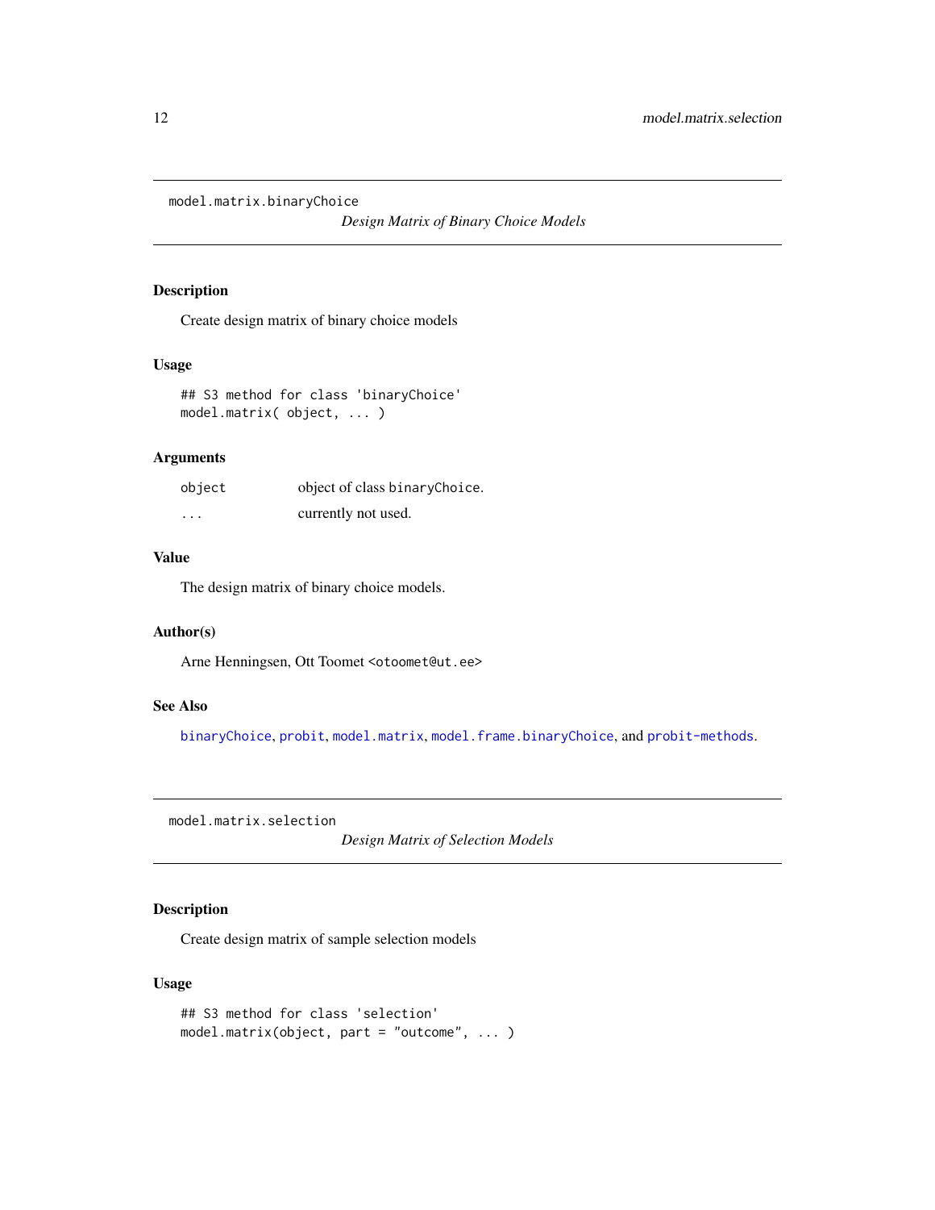## model.matrix.binaryChoice

*Design Matrix of Binary Choice Models*

### Description

Create design matrix of binary choice models

### Usage

```
## S3 method for class 'binaryChoice'
model.matrix( object, ... )
```

### Arguments

| | |
|---|---|
| object | object of class binaryChoice. |
| ... | currently not used. |

### Value

The design matrix of binary choice models.

### Author(s)

Arne Henningsen, Ott Toomet <otoomet@ut.ee>

### See Also

binaryChoice, probit, model.matrix, model.frame.binaryChoice, and probit-methods.

## model.matrix.selection

*Design Matrix of Selection Models*

### Description

Create design matrix of sample selection models

### Usage

```
## S3 method for class 'selection'
model.matrix(object, part = "outcome", ... )
```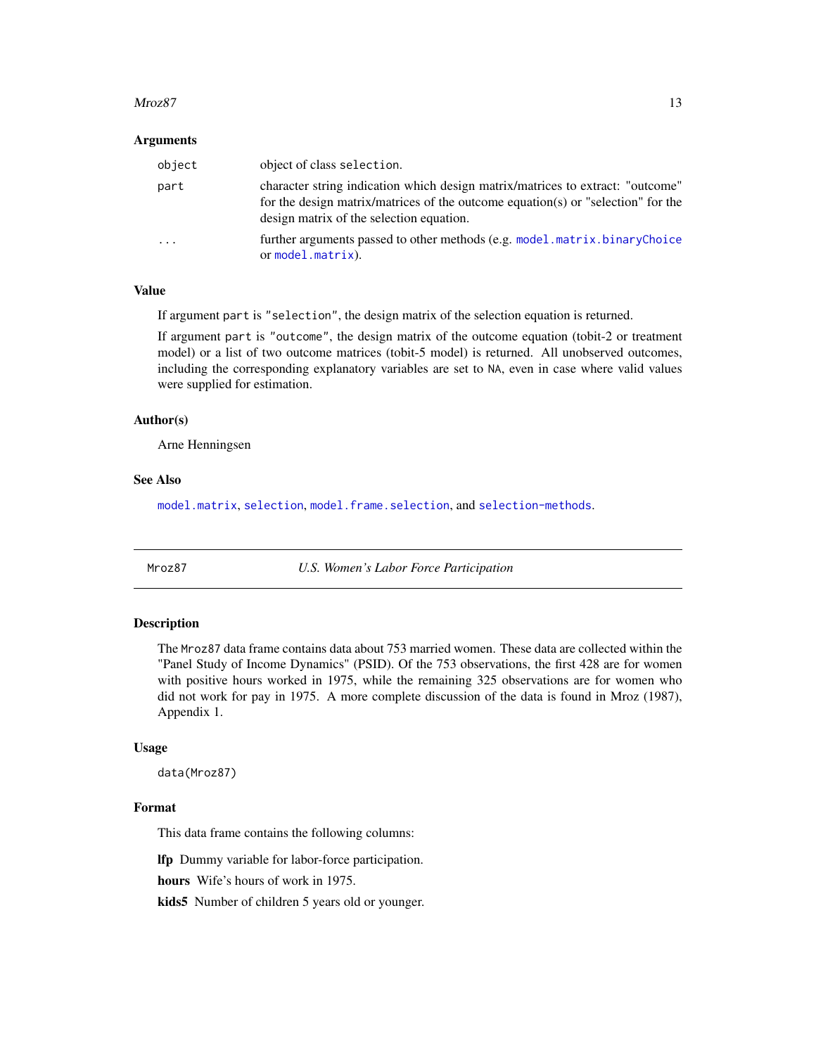### Arguments

| | |
|---|---|
| `object` | object of class `selection`. |
| `part` | character string indication which design matrix/matrices to extract: "outcome" for the design matrix/matrices of the outcome equation(s) or "selection" for the design matrix of the selection equation. |
| `...` | further arguments passed to other methods (e.g. `model.matrix.binaryChoice` or `model.matrix`). |

### Value

If argument `part` is `"selection"`, the design matrix of the selection equation is returned.

If argument `part` is `"outcome"`, the design matrix of the outcome equation (tobit-2 or treatment model) or a list of two outcome matrices (tobit-5 model) is returned. All unobserved outcomes, including the corresponding explanatory variables are set to `NA`, even in case where valid values were supplied for estimation.

### Author(s)

Arne Henningsen

### See Also

`model.matrix`, `selection`, `model.frame.selection`, and `selection-methods`.

---

## Mroz87 — *U.S. Women's Labor Force Participation*

### Description

The `Mroz87` data frame contains data about 753 married women. These data are collected within the "Panel Study of Income Dynamics" (PSID). Of the 753 observations, the first 428 are for women with positive hours worked in 1975, while the remaining 325 observations are for women who did not work for pay in 1975. A more complete discussion of the data is found in Mroz (1987), Appendix 1.

### Usage

```
data(Mroz87)
```

### Format

This data frame contains the following columns:

**lfp** Dummy variable for labor-force participation.

**hours** Wife's hours of work in 1975.

**kids5** Number of children 5 years old or younger.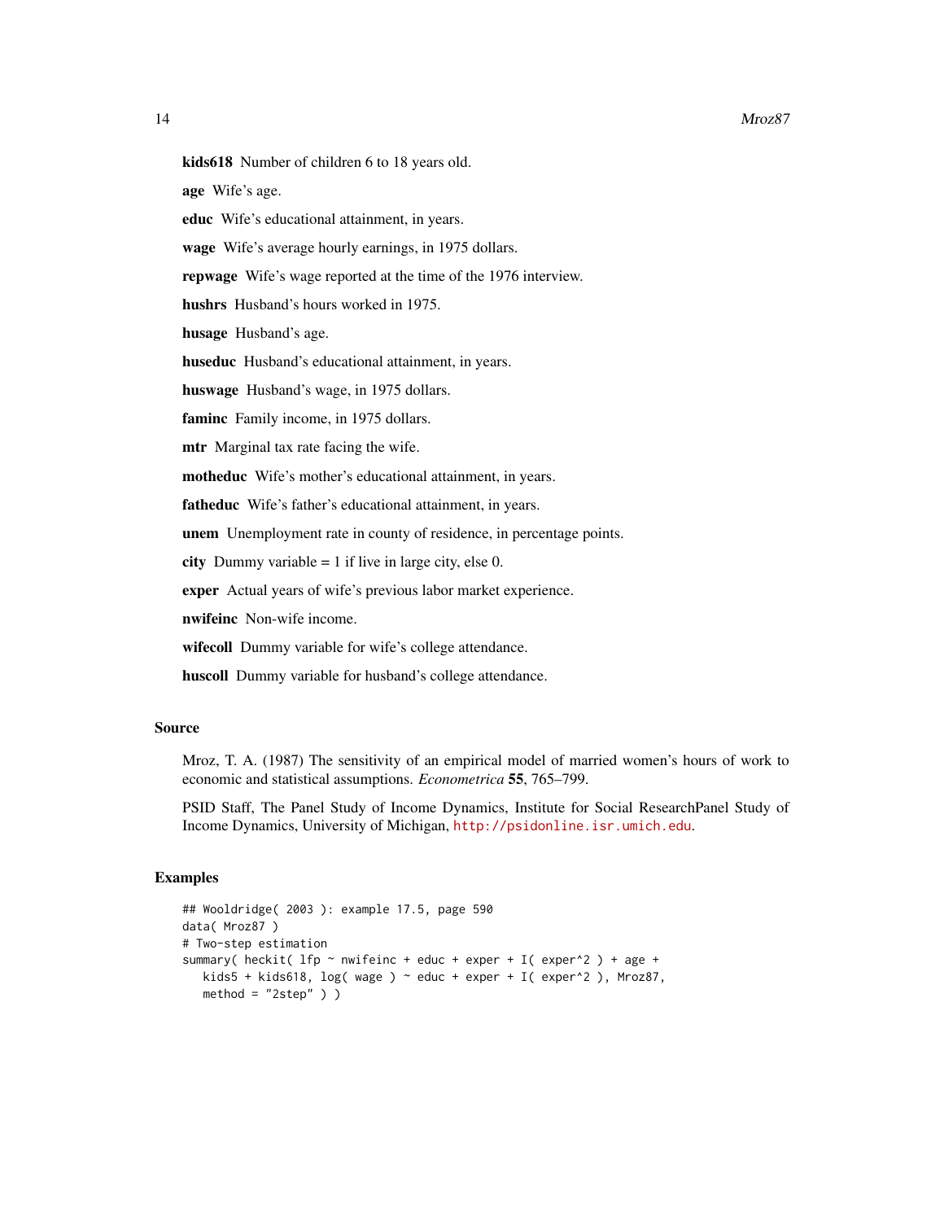**kids618** Number of children 6 to 18 years old.

**age** Wife's age.

**educ** Wife's educational attainment, in years.

**wage** Wife's average hourly earnings, in 1975 dollars.

**repwage** Wife's wage reported at the time of the 1976 interview.

**hushrs** Husband's hours worked in 1975.

**husage** Husband's age.

**huseduc** Husband's educational attainment, in years.

**huswage** Husband's wage, in 1975 dollars.

**faminc** Family income, in 1975 dollars.

**mtr** Marginal tax rate facing the wife.

**motheduc** Wife's mother's educational attainment, in years.

**fatheduc** Wife's father's educational attainment, in years.

**unem** Unemployment rate in county of residence, in percentage points.

**city** Dummy variable = 1 if live in large city, else 0.

**exper** Actual years of wife's previous labor market experience.

**nwifeinc** Non-wife income.

**wifecoll** Dummy variable for wife's college attendance.

**huscoll** Dummy variable for husband's college attendance.

## Source

Mroz, T. A. (1987) The sensitivity of an empirical model of married women's hours of work to economic and statistical assumptions. *Econometrica* **55**, 765–799.

PSID Staff, The Panel Study of Income Dynamics, Institute for Social ResearchPanel Study of Income Dynamics, University of Michigan, http://psidonline.isr.umich.edu.

## Examples

```
## Wooldridge( 2003 ): example 17.5, page 590
data( Mroz87 )
# Two-step estimation
summary( heckit( lfp ~ nwifeinc + educ + exper + I( exper^2 ) + age +
   kids5 + kids618, log( wage ) ~ educ + exper + I( exper^2 ), Mroz87,
   method = "2step" ) )
```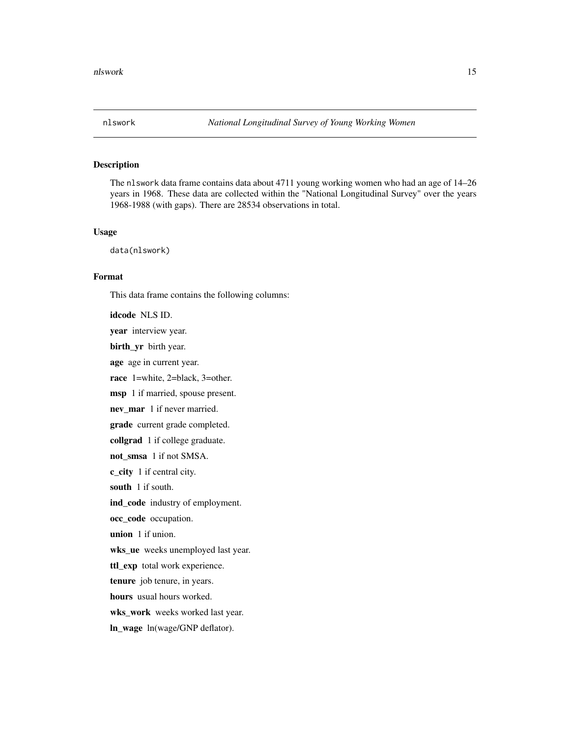## nlswork — *National Longitudinal Survey of Young Working Women*

### Description

The `nlswork` data frame contains data about 4711 young working women who had an age of 14–26 years in 1968. These data are collected within the "National Longitudinal Survey" over the years 1968-1988 (with gaps). There are 28534 observations in total.

### Usage

```
data(nlswork)
```

### Format

This data frame contains the following columns:

**idcode** NLS ID.

**year** interview year.

**birth_yr** birth year.

**age** age in current year.

**race** 1=white, 2=black, 3=other.

**msp** 1 if married, spouse present.

**nev_mar** 1 if never married.

**grade** current grade completed.

**collgrad** 1 if college graduate.

**not_smsa** 1 if not SMSA.

**c_city** 1 if central city.

**south** 1 if south.

**ind_code** industry of employment.

**occ_code** occupation.

**union** 1 if union.

**wks_ue** weeks unemployed last year.

**ttl_exp** total work experience.

**tenure** job tenure, in years.

**hours** usual hours worked.

**wks_work** weeks worked last year.

**ln_wage** ln(wage/GNP deflator).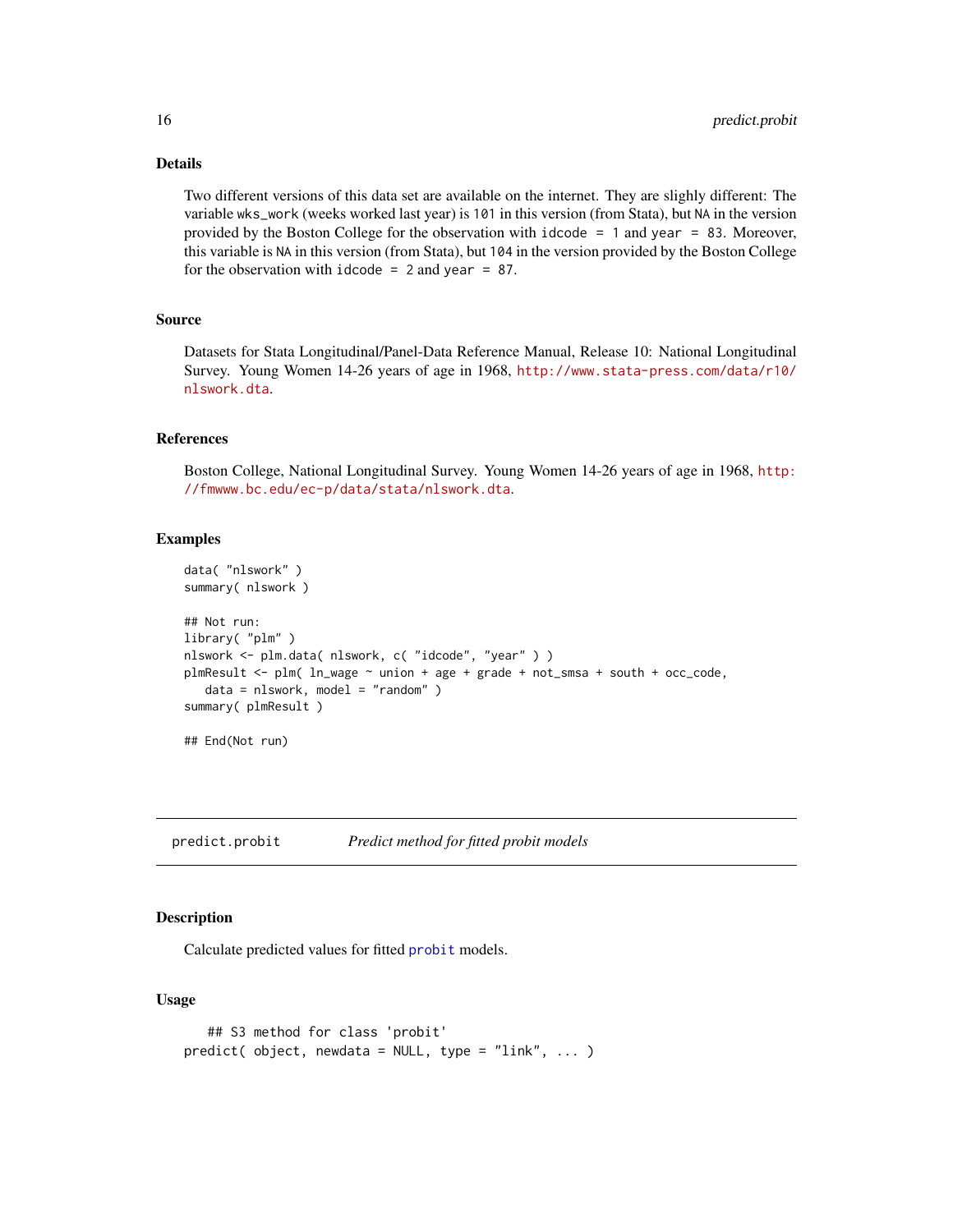### Details

Two different versions of this data set are available on the internet. They are slighly different: The variable `wks_work` (weeks worked last year) is `101` in this version (from Stata), but `NA` in the version provided by the Boston College for the observation with `idcode = 1` and `year = 83`. Moreover, this variable is `NA` in this version (from Stata), but `104` in the version provided by the Boston College for the observation with `idcode = 2` and `year = 87`.

### Source

Datasets for Stata Longitudinal/Panel-Data Reference Manual, Release 10: National Longitudinal Survey. Young Women 14-26 years of age in 1968, http://www.stata-press.com/data/r10/nlswork.dta.

### References

Boston College, National Longitudinal Survey. Young Women 14-26 years of age in 1968, http://fmwww.bc.edu/ec-p/data/stata/nlswork.dta.

### Examples

```
data( "nlswork" )
summary( nlswork )

## Not run:
library( "plm" )
nlswork <- plm.data( nlswork, c( "idcode", "year" ) )
plmResult <- plm( ln_wage ~ union + age + grade + not_smsa + south + occ_code,
   data = nlswork, model = "random" )
summary( plmResult )

## End(Not run)
```

---

## predict.probit — *Predict method for fitted probit models*

### Description

Calculate predicted values for fitted `probit` models.

### Usage

```
    ## S3 method for class 'probit'
predict( object, newdata = NULL, type = "link", ... )
```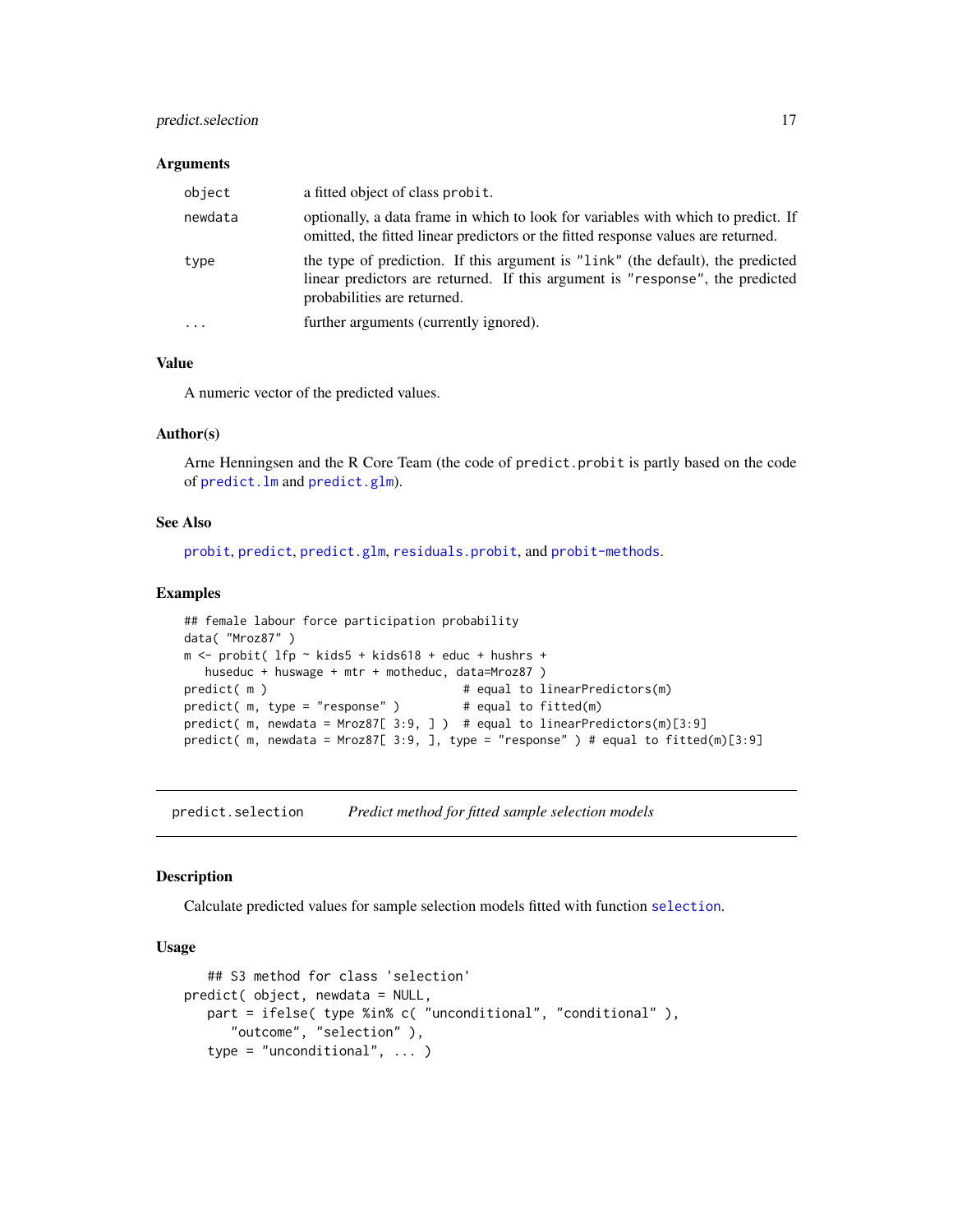### Arguments

| | |
|---|---|
| object | a fitted object of class probit. |
| newdata | optionally, a data frame in which to look for variables with which to predict. If omitted, the fitted linear predictors or the fitted response values are returned. |
| type | the type of prediction. If this argument is "link" (the default), the predicted linear predictors are returned. If this argument is "response", the predicted probabilities are returned. |
| ... | further arguments (currently ignored). |

### Value

A numeric vector of the predicted values.

### Author(s)

Arne Henningsen and the R Core Team (the code of predict.probit is partly based on the code of predict.lm and predict.glm).

### See Also

probit, predict, predict.glm, residuals.probit, and probit-methods.

### Examples

```
## female labour force participation probability
data( "Mroz87" )
m <- probit( lfp ~ kids5 + kids618 + educ + hushrs +
   huseduc + huswage + mtr + motheduc, data=Mroz87 )
predict( m )                          # equal to linearPredictors(m)
predict( m, type = "response" )         # equal to fitted(m)
predict( m, newdata = Mroz87[ 3:9, ] )  # equal to linearPredictors(m)[3:9]
predict( m, newdata = Mroz87[ 3:9, ], type = "response" ) # equal to fitted(m)[3:9]
```

---

## predict.selection — *Predict method for fitted sample selection models*

### Description

Calculate predicted values for sample selection models fitted with function selection.

### Usage

```
   ## S3 method for class 'selection'
predict( object, newdata = NULL,
   part = ifelse( type %in% c( "unconditional", "conditional" ),
      "outcome", "selection" ),
   type = "unconditional", ... )
```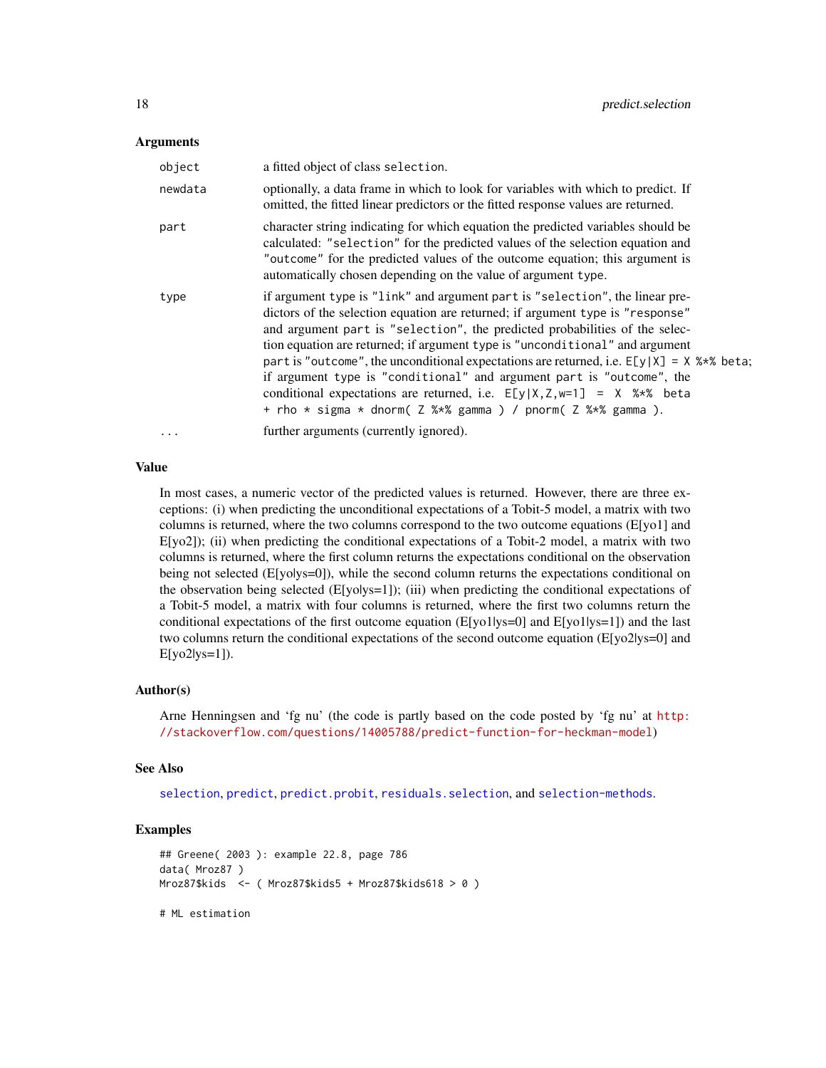### Arguments

| | |
|---|---|
| object | a fitted object of class selection. |
| newdata | optionally, a data frame in which to look for variables with which to predict. If omitted, the fitted linear predictors or the fitted response values are returned. |
| part | character string indicating for which equation the predicted variables should be calculated: "selection" for the predicted values of the selection equation and "outcome" for the predicted values of the outcome equation; this argument is automatically chosen depending on the value of argument type. |
| type | if argument type is "link" and argument part is "selection", the linear predictors of the selection equation are returned; if argument type is "response" and argument part is "selection", the predicted probabilities of the selection equation are returned; if argument type is "unconditional" and argument part is "outcome", the unconditional expectations are returned, i.e. `E[y|X] = X %*% beta`; if argument type is "conditional" and argument part is "outcome", the conditional expectations are returned, i.e. `E[y|X,Z,w=1] = X %*% beta + rho * sigma * dnorm( Z %*% gamma ) / pnorm( Z %*% gamma )`. |
| ... | further arguments (currently ignored). |

### Value

In most cases, a numeric vector of the predicted values is returned. However, there are three exceptions: (i) when predicting the unconditional expectations of a Tobit-5 model, a matrix with two columns is returned, where the two columns correspond to the two outcome equations (E[yo1] and E[yo2]); (ii) when predicting the conditional expectations of a Tobit-2 model, a matrix with two columns is returned, where the first column returns the expectations conditional on the observation being not selected (E[yo|ys=0]), while the second column returns the expectations conditional on the observation being selected (E[yo|ys=1]); (iii) when predicting the conditional expectations of a Tobit-5 model, a matrix with four columns is returned, where the first two columns return the conditional expectations of the first outcome equation (E[yo1|ys=0] and E[yo1|ys=1]) and the last two columns return the conditional expectations of the second outcome equation (E[yo2|ys=0] and E[yo2|ys=1]).

### Author(s)

Arne Henningsen and 'fg nu' (the code is partly based on the code posted by 'fg nu' at http://stackoverflow.com/questions/14005788/predict-function-for-heckman-model)

### See Also

selection, predict, predict.probit, residuals.selection, and selection-methods.

### Examples

```
## Greene( 2003 ): example 22.8, page 786
data( Mroz87 )
Mroz87$kids  <- ( Mroz87$kids5 + Mroz87$kids618 > 0 )

# ML estimation
```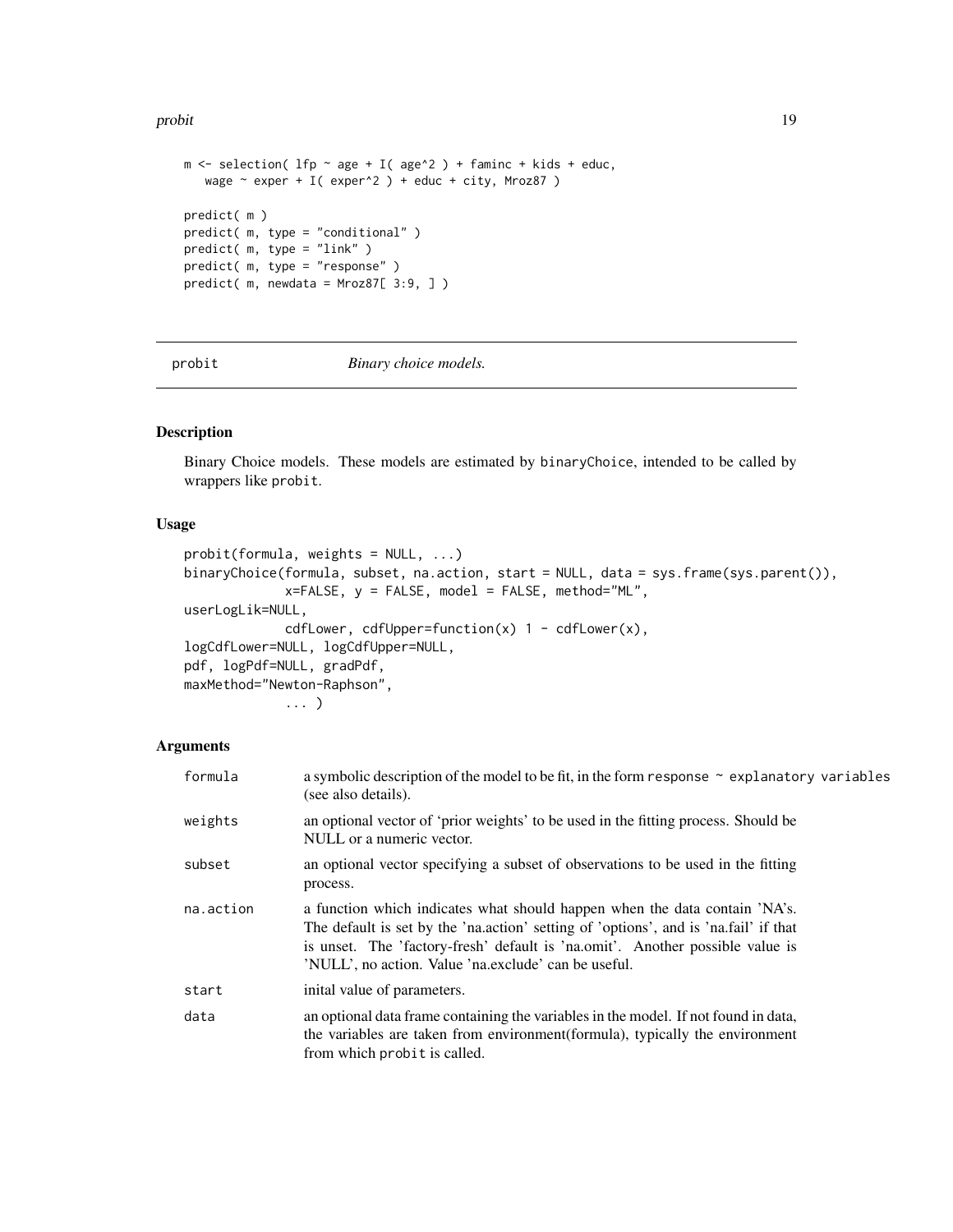```
m <- selection( lfp ~ age + I( age^2 ) + faminc + kids + educ,
   wage ~ exper + I( exper^2 ) + educ + city, Mroz87 )

predict( m )
predict( m, type = "conditional" )
predict( m, type = "link" )
predict( m, type = "response" )
predict( m, newdata = Mroz87[ 3:9, ] )
```

## probit *Binary choice models.*

### Description

Binary Choice models. These models are estimated by binaryChoice, intended to be called by wrappers like probit.

### Usage

```
probit(formula, weights = NULL, ...)
binaryChoice(formula, subset, na.action, start = NULL, data = sys.frame(sys.parent()),
             x=FALSE, y = FALSE, model = FALSE, method="ML",
userLogLik=NULL,
             cdfLower, cdfUpper=function(x) 1 - cdfLower(x),
logCdfLower=NULL, logCdfUpper=NULL,
pdf, logPdf=NULL, gradPdf,
maxMethod="Newton-Raphson",
             ... )
```

### Arguments

| | |
|---|---|
| formula | a symbolic description of the model to be fit, in the form response ~ explanatory variables (see also details). |
| weights | an optional vector of 'prior weights' to be used in the fitting process. Should be NULL or a numeric vector. |
| subset | an optional vector specifying a subset of observations to be used in the fitting process. |
| na.action | a function which indicates what should happen when the data contain 'NA's. The default is set by the 'na.action' setting of 'options', and is 'na.fail' if that is unset. The 'factory-fresh' default is 'na.omit'. Another possible value is 'NULL', no action. Value 'na.exclude' can be useful. |
| start | inital value of parameters. |
| data | an optional data frame containing the variables in the model. If not found in data, the variables are taken from environment(formula), typically the environment from which probit is called. |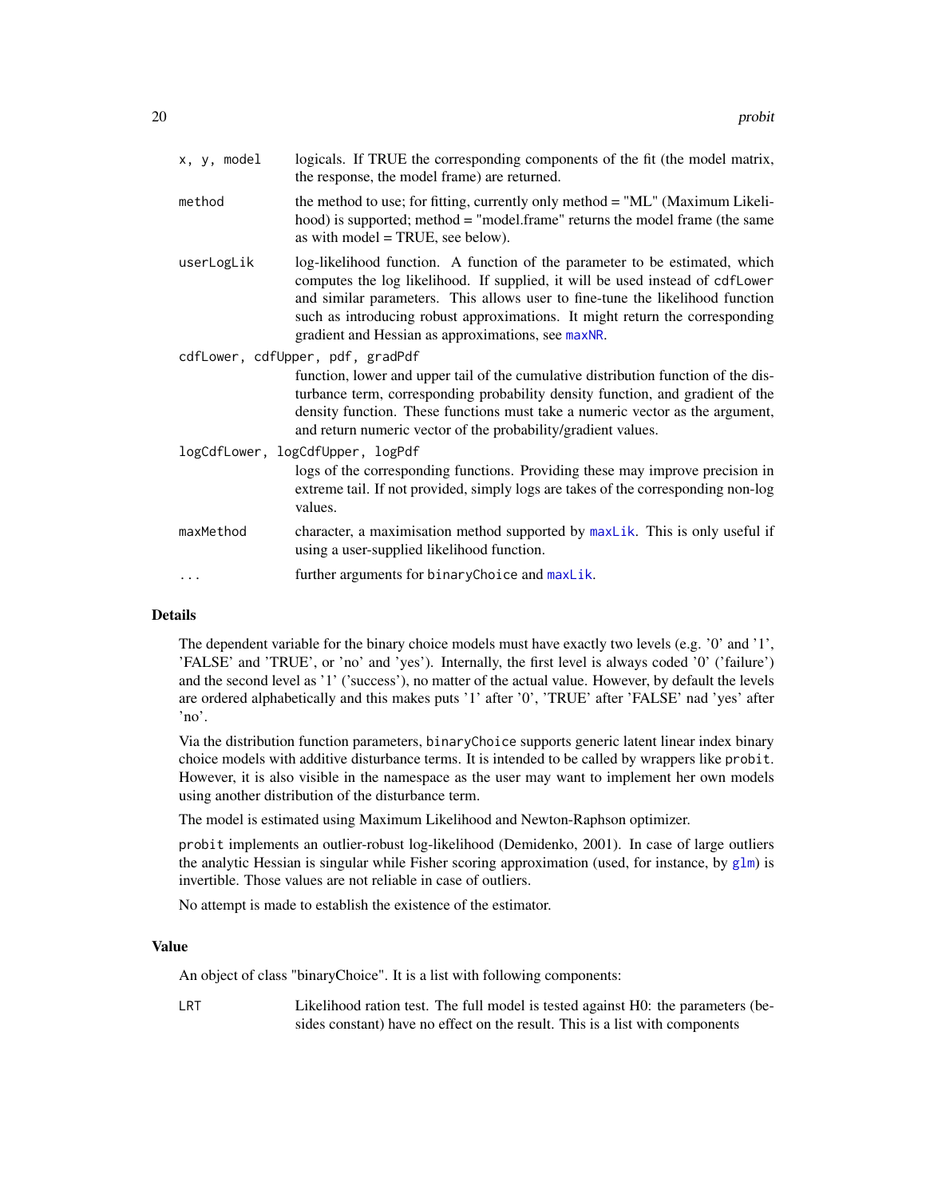| | |
|---|---|
| `x, y, model` | logicals. If TRUE the corresponding components of the fit (the model matrix, the response, the model frame) are returned. |
| `method` | the method to use; for fitting, currently only method = "ML" (Maximum Likelihood) is supported; method = "model.frame" returns the model frame (the same as with model = TRUE, see below). |
| `userLogLik` | log-likelihood function. A function of the parameter to be estimated, which computes the log likelihood. If supplied, it will be used instead of `cdfLower` and similar parameters. This allows user to fine-tune the likelihood function such as introducing robust approximations. It might return the corresponding gradient and Hessian as approximations, see `maxNR`. |
| `cdfLower, cdfUpper, pdf, gradPdf` | function, lower and upper tail of the cumulative distribution function of the disturbance term, corresponding probability density function, and gradient of the density function. These functions must take a numeric vector as the argument, and return numeric vector of the probability/gradient values. |
| `logCdfLower, logCdfUpper, logPdf` | logs of the corresponding functions. Providing these may improve precision in extreme tail. If not provided, simply logs are takes of the corresponding non-log values. |
| `maxMethod` | character, a maximisation method supported by `maxLik`. This is only useful if using a user-supplied likelihood function. |
| `...` | further arguments for `binaryChoice` and `maxLik`. |

## Details

The dependent variable for the binary choice models must have exactly two levels (e.g. '0' and '1', 'FALSE' and 'TRUE', or 'no' and 'yes'). Internally, the first level is always coded '0' ('failure') and the second level as '1' ('success'), no matter of the actual value. However, by default the levels are ordered alphabetically and this makes puts '1' after '0', 'TRUE' after 'FALSE' nad 'yes' after 'no'.

Via the distribution function parameters, `binaryChoice` supports generic latent linear index binary choice models with additive disturbance terms. It is intended to be called by wrappers like `probit`. However, it is also visible in the namespace as the user may want to implement her own models using another distribution of the disturbance term.

The model is estimated using Maximum Likelihood and Newton-Raphson optimizer.

`probit` implements an outlier-robust log-likelihood (Demidenko, 2001). In case of large outliers the analytic Hessian is singular while Fisher scoring approximation (used, for instance, by `glm`) is invertible. Those values are not reliable in case of outliers.

No attempt is made to establish the existence of the estimator.

## Value

An object of class "binaryChoice". It is a list with following components:

| | |
|---|---|
| `LRT` | Likelihood ration test. The full model is tested against H0: the parameters (besides constant) have no effect on the result. This is a list with components |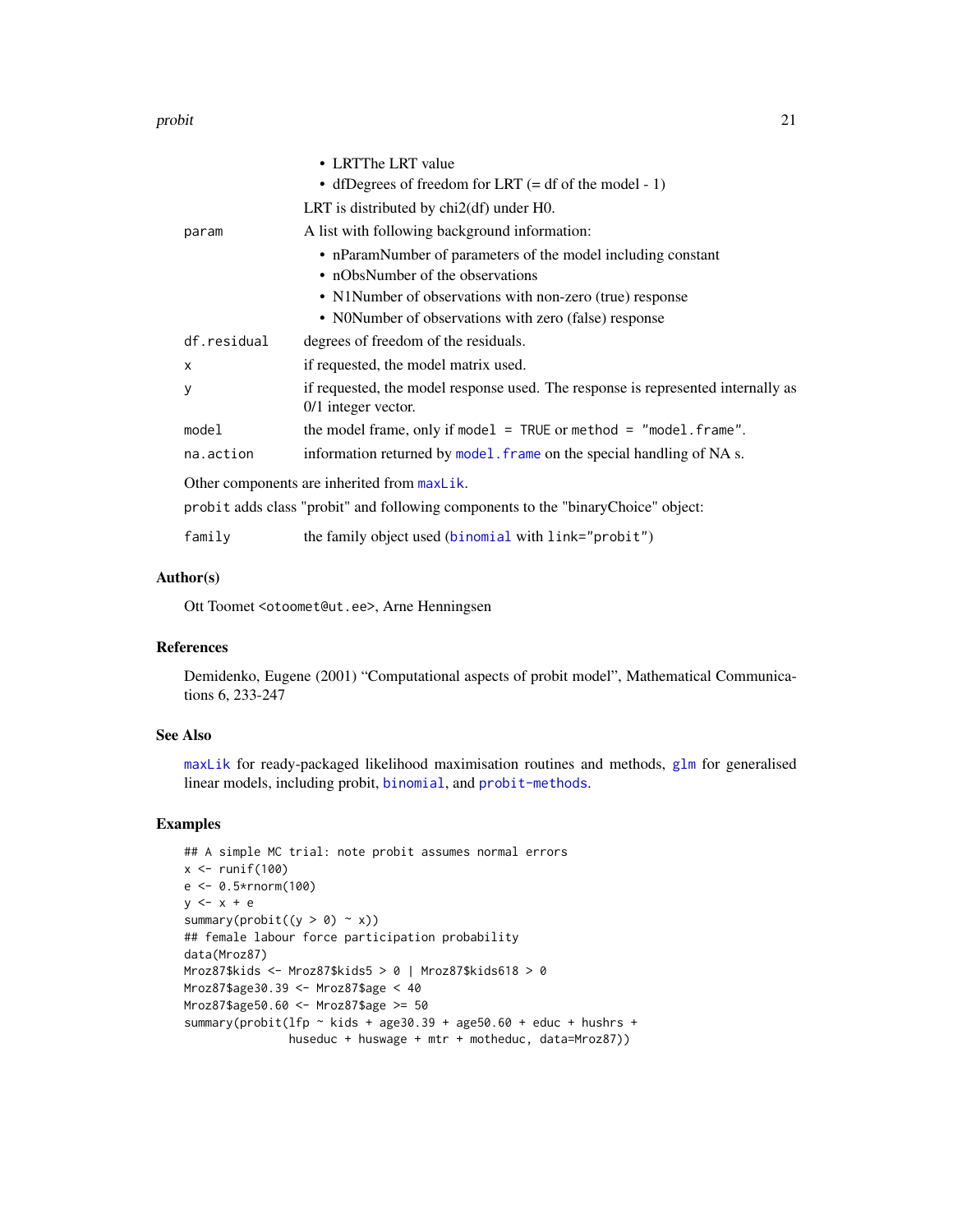- LRTThe LRT value
- dfDegrees of freedom for LRT (= df of the model - 1)

LRT is distributed by chi2(df) under H0.

| | |
|---|---|
| `param` | A list with following background information:<br>• nParamNumber of parameters of the model including constant<br>• nObsNumber of the observations<br>• N1Number of observations with non-zero (true) response<br>• N0Number of observations with zero (false) response |
| `df.residual` | degrees of freedom of the residuals. |
| `x` | if requested, the model matrix used. |
| `y` | if requested, the model response used. The response is represented internally as 0/1 integer vector. |
| `model` | the model frame, only if `model = TRUE` or `method = "model.frame"`. |
| `na.action` | information returned by `model.frame` on the special handling of NA s. |

Other components are inherited from `maxLik`.

`probit` adds class "probit" and following components to the "binaryChoice" object:

| | |
|---|---|
| `family` | the family object used (`binomial` with `link="probit"`) |

## Author(s)

Ott Toomet <otoomet@ut.ee>, Arne Henningsen

## References

Demidenko, Eugene (2001) "Computational aspects of probit model", Mathematical Communications 6, 233-247

## See Also

`maxLik` for ready-packaged likelihood maximisation routines and methods, `glm` for generalised linear models, including probit, `binomial`, and `probit-methods`.

## Examples

```
## A simple MC trial: note probit assumes normal errors
x <- runif(100)
e <- 0.5*rnorm(100)
y <- x + e
summary(probit((y > 0) ~ x))
## female labour force participation probability
data(Mroz87)
Mroz87$kids <- Mroz87$kids5 > 0 | Mroz87$kids618 > 0
Mroz87$age30.39 <- Mroz87$age < 40
Mroz87$age50.60 <- Mroz87$age >= 50
summary(probit(lfp ~ kids + age30.39 + age50.60 + educ + hushrs +
               huseduc + huswage + mtr + motheduc, data=Mroz87))
```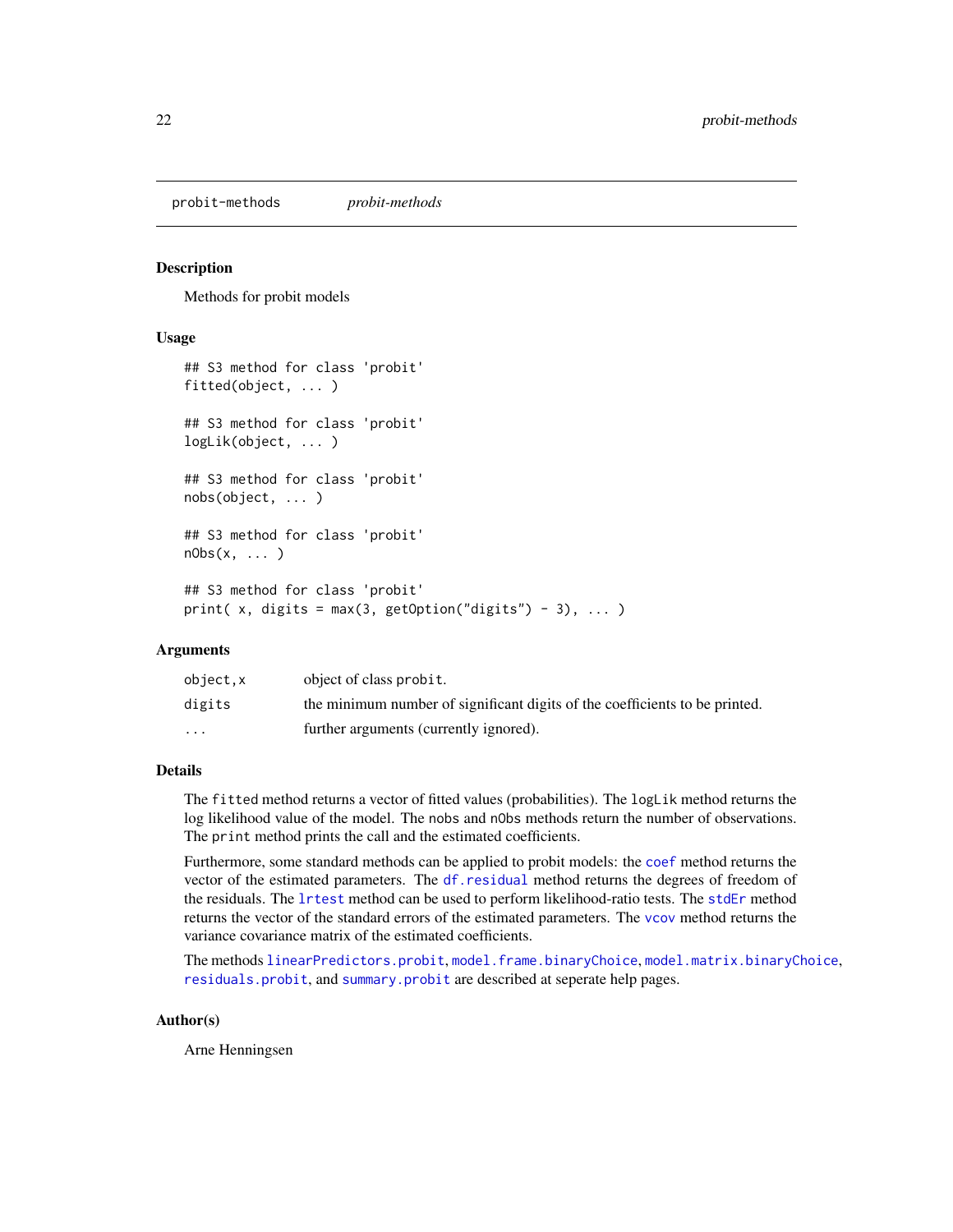probit-methods *probit-methods*

## Description

Methods for probit models

## Usage

```
## S3 method for class 'probit'
fitted(object, ... )

## S3 method for class 'probit'
logLik(object, ... )

## S3 method for class 'probit'
nobs(object, ... )

## S3 method for class 'probit'
nObs(x, ... )

## S3 method for class 'probit'
print( x, digits = max(3, getOption("digits") - 3), ... )
```

## Arguments

| | |
|---|---|
| `object,x` | object of class `probit`. |
| `digits` | the minimum number of significant digits of the coefficients to be printed. |
| `...` | further arguments (currently ignored). |

## Details

The `fitted` method returns a vector of fitted values (probabilities). The `logLik` method returns the log likelihood value of the model. The `nobs` and `nObs` methods return the number of observations. The `print` method prints the call and the estimated coefficients.

Furthermore, some standard methods can be applied to probit models: the `coef` method returns the vector of the estimated parameters. The `df.residual` method returns the degrees of freedom of the residuals. The `lrtest` method can be used to perform likelihood-ratio tests. The `stdEr` method returns the vector of the standard errors of the estimated parameters. The `vcov` method returns the variance covariance matrix of the estimated coefficients.

The methods `linearPredictors.probit`, `model.frame.binaryChoice`, `model.matrix.binaryChoice`, `residuals.probit`, and `summary.probit` are described at seperate help pages.

## Author(s)

Arne Henningsen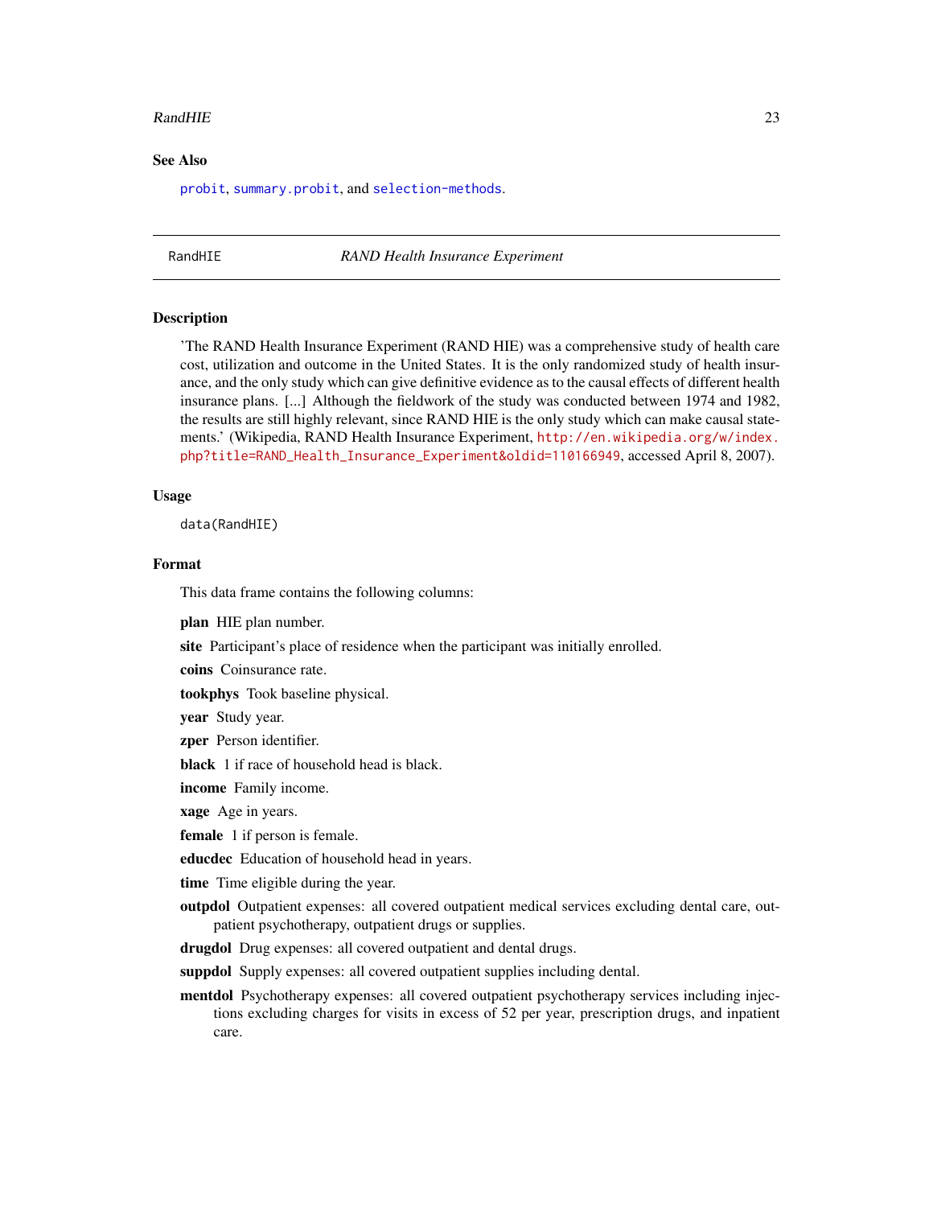## See Also

`probit`, `summary.probit`, and `selection-methods`.

---

RandHIE *RAND Health Insurance Experiment*

---

## Description

'The RAND Health Insurance Experiment (RAND HIE) was a comprehensive study of health care cost, utilization and outcome in the United States. It is the only randomized study of health insurance, and the only study which can give definitive evidence as to the causal effects of different health insurance plans. [...] Although the fieldwork of the study was conducted between 1974 and 1982, the results are still highly relevant, since RAND HIE is the only study which can make causal statements.' (Wikipedia, RAND Health Insurance Experiment, http://en.wikipedia.org/w/index.php?title=RAND_Health_Insurance_Experiment&oldid=110166949, accessed April 8, 2007).

## Usage

```
data(RandHIE)
```

## Format

This data frame contains the following columns:

**plan** HIE plan number.

**site** Participant's place of residence when the participant was initially enrolled.

**coins** Coinsurance rate.

**tookphys** Took baseline physical.

**year** Study year.

**zper** Person identifier.

**black** 1 if race of household head is black.

**income** Family income.

**xage** Age in years.

**female** 1 if person is female.

**educdec** Education of household head in years.

**time** Time eligible during the year.

**outpdol** Outpatient expenses: all covered outpatient medical services excluding dental care, outpatient psychotherapy, outpatient drugs or supplies.

**drugdol** Drug expenses: all covered outpatient and dental drugs.

**suppdol** Supply expenses: all covered outpatient supplies including dental.

**mentdol** Psychotherapy expenses: all covered outpatient psychotherapy services including injections excluding charges for visits in excess of 52 per year, prescription drugs, and inpatient care.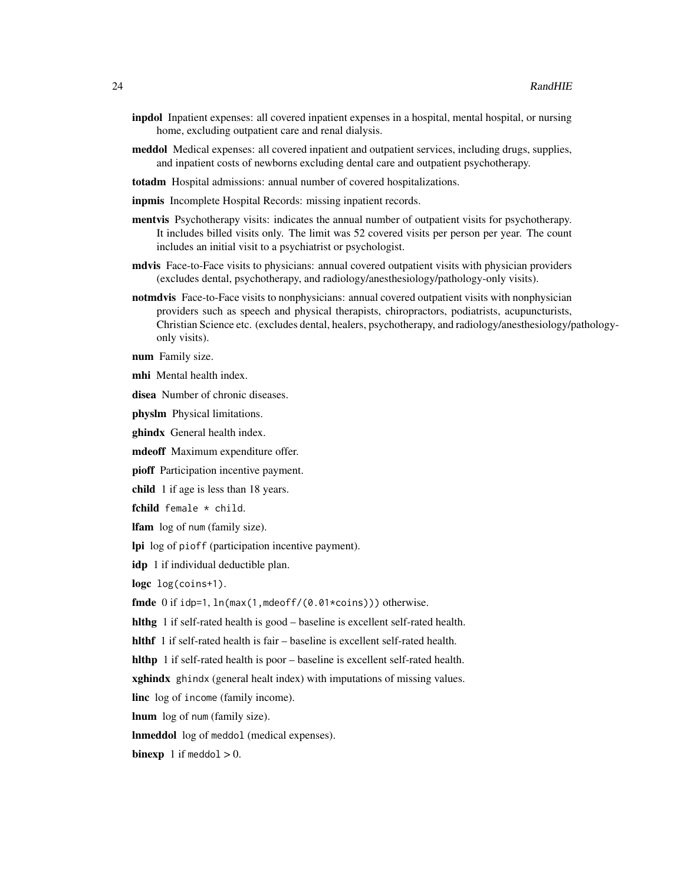**inpdol** Inpatient expenses: all covered inpatient expenses in a hospital, mental hospital, or nursing home, excluding outpatient care and renal dialysis.

**meddol** Medical expenses: all covered inpatient and outpatient services, including drugs, supplies, and inpatient costs of newborns excluding dental care and outpatient psychotherapy.

**totadm** Hospital admissions: annual number of covered hospitalizations.

**inpmis** Incomplete Hospital Records: missing inpatient records.

**mentvis** Psychotherapy visits: indicates the annual number of outpatient visits for psychotherapy. It includes billed visits only. The limit was 52 covered visits per person per year. The count includes an initial visit to a psychiatrist or psychologist.

**mdvis** Face-to-Face visits to physicians: annual covered outpatient visits with physician providers (excludes dental, psychotherapy, and radiology/anesthesiology/pathology-only visits).

**notmdvis** Face-to-Face visits to nonphysicians: annual covered outpatient visits with nonphysician providers such as speech and physical therapists, chiropractors, podiatrists, acupuncturists, Christian Science etc. (excludes dental, healers, psychotherapy, and radiology/anesthesiology/pathology-only visits).

**num** Family size.

**mhi** Mental health index.

**disea** Number of chronic diseases.

**physlm** Physical limitations.

**ghindx** General health index.

**mdeoff** Maximum expenditure offer.

**pioff** Participation incentive payment.

**child** 1 if age is less than 18 years.

**fchild** `female * child`.

**lfam** log of `num` (family size).

**lpi** log of `pioff` (participation incentive payment).

**idp** 1 if individual deductible plan.

**logc** `log(coins+1)`.

**fmde** 0 if `idp=1`, `ln(max(1,mdeoff/(0.01*coins)))` otherwise.

**hlthg** 1 if self-rated health is good – baseline is excellent self-rated health.

**hlthf** 1 if self-rated health is fair – baseline is excellent self-rated health.

**hlthp** 1 if self-rated health is poor – baseline is excellent self-rated health.

**xghindx** `ghindx` (general healt index) with imputations of missing values.

**linc** log of `income` (family income).

**lnum** log of `num` (family size).

**lnmeddol** log of `meddol` (medical expenses).

**binexp** 1 if `meddol` > 0.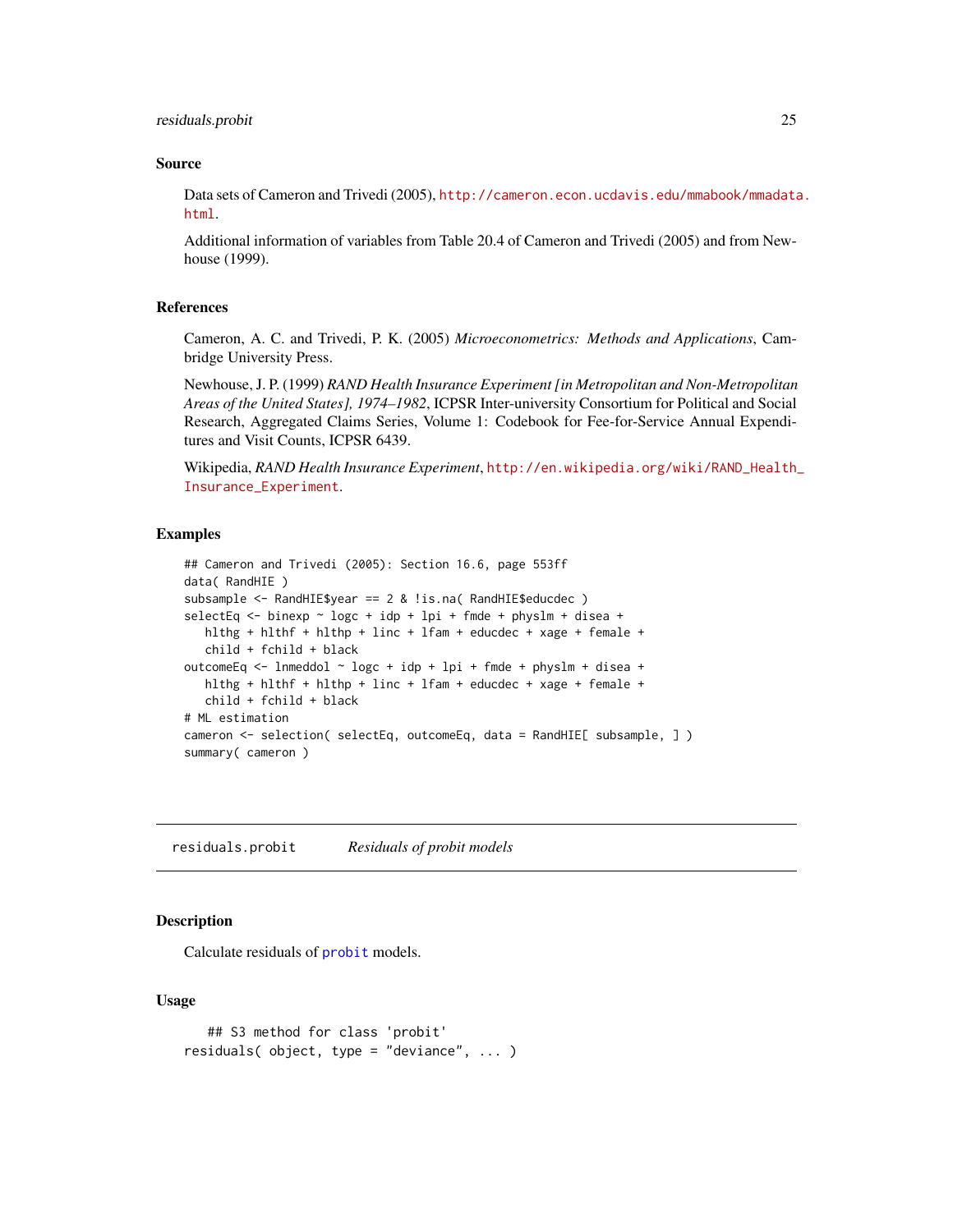### Source

Data sets of Cameron and Trivedi (2005), http://cameron.econ.ucdavis.edu/mmabook/mmadata.html.

Additional information of variables from Table 20.4 of Cameron and Trivedi (2005) and from Newhouse (1999).

### References

Cameron, A. C. and Trivedi, P. K. (2005) *Microeconometrics: Methods and Applications*, Cambridge University Press.

Newhouse, J. P. (1999) *RAND Health Insurance Experiment [in Metropolitan and Non-Metropolitan Areas of the United States], 1974–1982*, ICPSR Inter-university Consortium for Political and Social Research, Aggregated Claims Series, Volume 1: Codebook for Fee-for-Service Annual Expenditures and Visit Counts, ICPSR 6439.

Wikipedia, *RAND Health Insurance Experiment*, http://en.wikipedia.org/wiki/RAND_Health_Insurance_Experiment.

### Examples

```
## Cameron and Trivedi (2005): Section 16.6, page 553ff
data( RandHIE )
subsample <- RandHIE$year == 2 & !is.na( RandHIE$educdec )
selectEq <- binexp ~ logc + idp + lpi + fmde + physlm + disea +
   hlthg + hlthf + hlthp + linc + lfam + educdec + xage + female +
   child + fchild + black
outcomeEq <- lnmeddol ~ logc + idp + lpi + fmde + physlm + disea +
   hlthg + hlthf + hlthp + linc + lfam + educdec + xage + female +
   child + fchild + black
# ML estimation
cameron <- selection( selectEq, outcomeEq, data = RandHIE[ subsample, ] )
summary( cameron )
```

---

## residuals.probit *Residuals of probit models*

### Description

Calculate residuals of probit models.

### Usage

```
    ## S3 method for class 'probit'
residuals( object, type = "deviance", ... )
```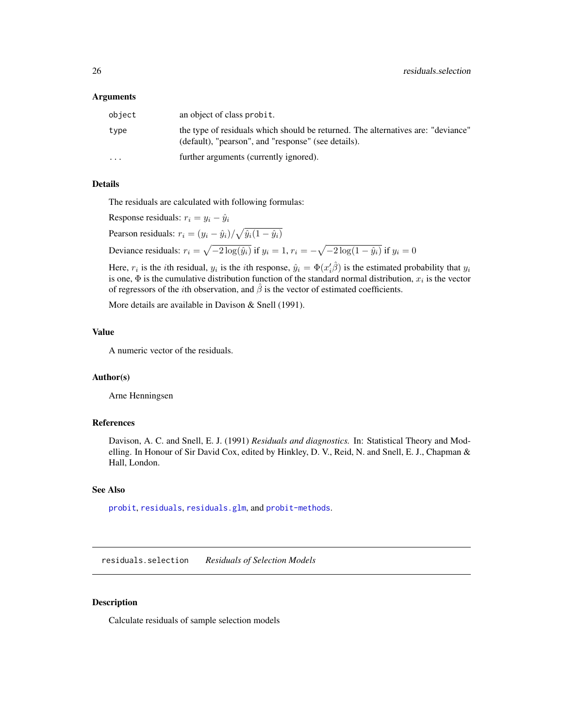### Arguments

| | |
|---|---|
| `object` | an object of class `probit`. |
| `type` | the type of residuals which should be returned. The alternatives are: "deviance" (default), "pearson", and "response" (see details). |
| `...` | further arguments (currently ignored). |

### Details

The residuals are calculated with following formulas:

Response residuals: $r_i = y_i - \hat{y}_i$

Pearson residuals: $r_i = (y_i - \hat{y}_i)/\sqrt{\hat{y}_i(1 - \hat{y}_i)}$

Deviance residuals: $r_i = \sqrt{-2\log(\hat{y}_i)}$ if $y_i = 1$, $r_i = -\sqrt{-2\log(1 - \hat{y}_i)}$ if $y_i = 0$

Here, $r_i$ is the $i$th residual, $y_i$ is the $i$th response, $\hat{y}_i = \Phi(x_i'\hat{\beta})$ is the estimated probability that $y_i$ is one, $\Phi$ is the cumulative distribution function of the standard normal distribution, $x_i$ is the vector of regressors of the $i$th observation, and $\hat{\beta}$ is the vector of estimated coefficients.

More details are available in Davison & Snell (1991).

### Value

A numeric vector of the residuals.

### Author(s)

Arne Henningsen

### References

Davison, A. C. and Snell, E. J. (1991) *Residuals and diagnostics.* In: Statistical Theory and Modelling. In Honour of Sir David Cox, edited by Hinkley, D. V., Reid, N. and Snell, E. J., Chapman & Hall, London.

### See Also

`probit`, `residuals`, `residuals.glm`, and `probit-methods`.

---

## residuals.selection &nbsp;&nbsp; *Residuals of Selection Models*

### Description

Calculate residuals of sample selection models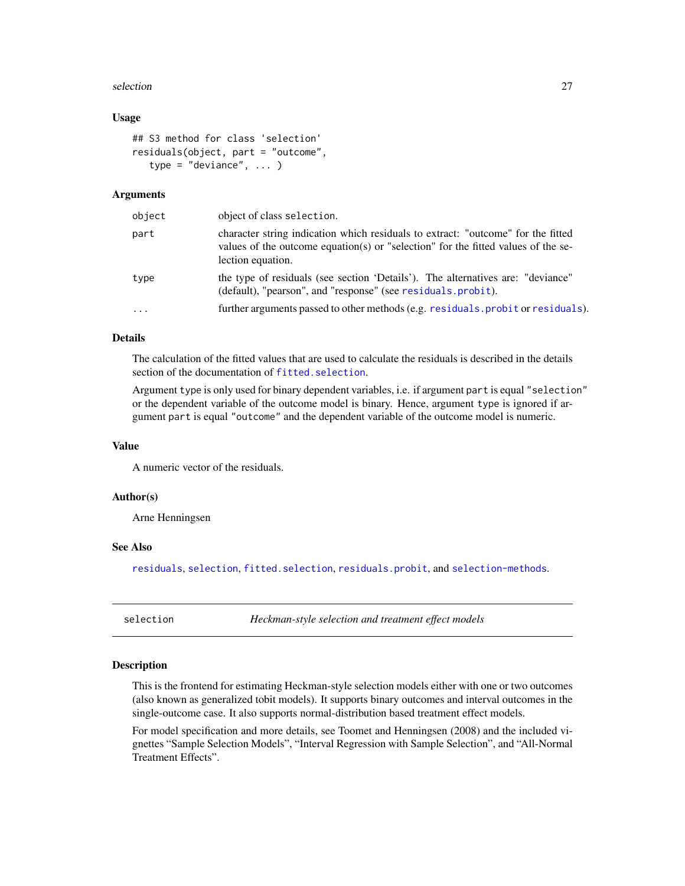### Usage

```
## S3 method for class 'selection'
residuals(object, part = "outcome",
   type = "deviance", ... )
```

### Arguments

| | |
|---|---|
| object | object of class selection. |
| part | character string indication which residuals to extract: "outcome" for the fitted values of the outcome equation(s) or "selection" for the fitted values of the selection equation. |
| type | the type of residuals (see section 'Details'). The alternatives are: "deviance" (default), "pearson", and "response" (see residuals.probit). |
| ... | further arguments passed to other methods (e.g. residuals.probit or residuals). |

### Details

The calculation of the fitted values that are used to calculate the residuals is described in the details section of the documentation of fitted.selection.

Argument type is only used for binary dependent variables, i.e. if argument part is equal "selection" or the dependent variable of the outcome model is binary. Hence, argument type is ignored if argument part is equal "outcome" and the dependent variable of the outcome model is numeric.

### Value

A numeric vector of the residuals.

### Author(s)

Arne Henningsen

### See Also

residuals, selection, fitted.selection, residuals.probit, and selection-methods.

---

## selection — *Heckman-style selection and treatment effect models*

### Description

This is the frontend for estimating Heckman-style selection models either with one or two outcomes (also known as generalized tobit models). It supports binary outcomes and interval outcomes in the single-outcome case. It also supports normal-distribution based treatment effect models.

For model specification and more details, see Toomet and Henningsen (2008) and the included vignettes "Sample Selection Models", "Interval Regression with Sample Selection", and "All-Normal Treatment Effects".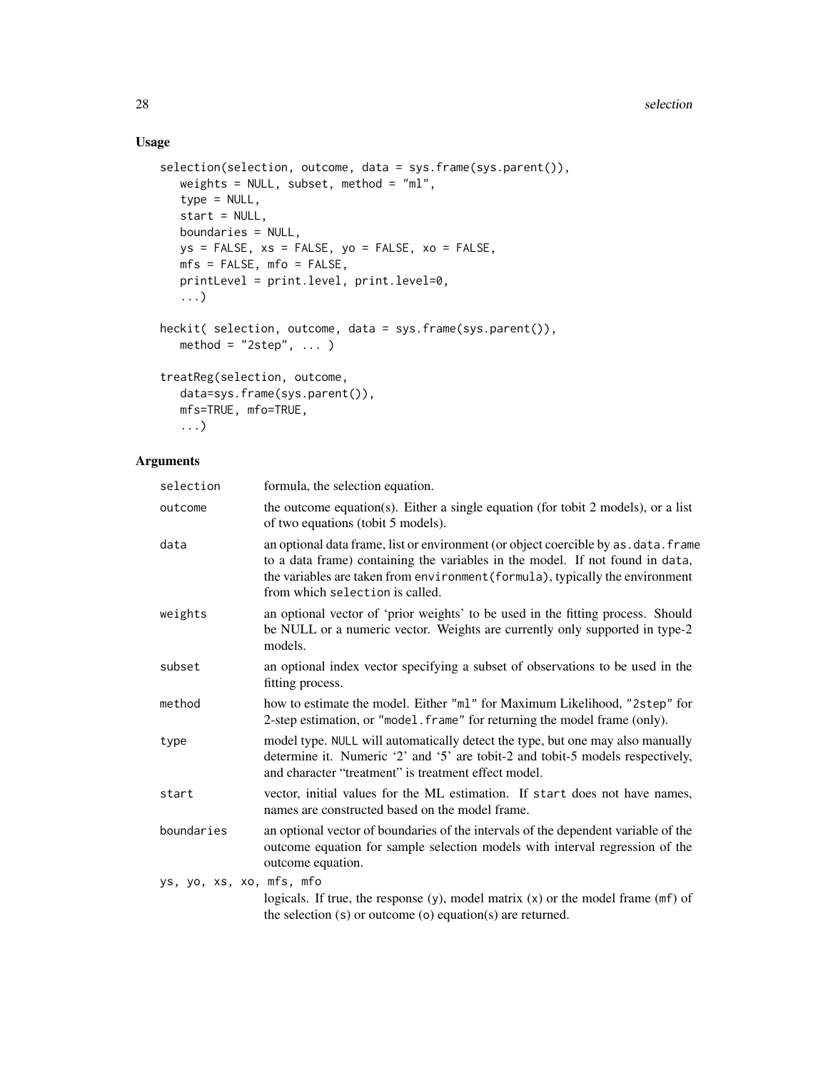## Usage

```
selection(selection, outcome, data = sys.frame(sys.parent()),
   weights = NULL, subset, method = "ml",
   type = NULL,
   start = NULL,
   boundaries = NULL,
   ys = FALSE, xs = FALSE, yo = FALSE, xo = FALSE,
   mfs = FALSE, mfo = FALSE,
   printLevel = print.level, print.level=0,
   ...)

heckit( selection, outcome, data = sys.frame(sys.parent()),
   method = "2step", ... )

treatReg(selection, outcome,
   data=sys.frame(sys.parent()),
   mfs=TRUE, mfo=TRUE,
   ...)
```

## Arguments

| | |
|---|---|
| `selection` | formula, the selection equation. |
| `outcome` | the outcome equation(s). Either a single equation (for tobit 2 models), or a list of two equations (tobit 5 models). |
| `data` | an optional data frame, list or environment (or object coercible by `as.data.frame` to a data frame) containing the variables in the model. If not found in `data`, the variables are taken from `environment(formula)`, typically the environment from which `selection` is called. |
| `weights` | an optional vector of 'prior weights' to be used in the fitting process. Should be NULL or a numeric vector. Weights are currently only supported in type-2 models. |
| `subset` | an optional index vector specifying a subset of observations to be used in the fitting process. |
| `method` | how to estimate the model. Either `"ml"` for Maximum Likelihood, `"2step"` for 2-step estimation, or `"model.frame"` for returning the model frame (only). |
| `type` | model type. `NULL` will automatically detect the type, but one may also manually determine it. Numeric '2' and '5' are tobit-2 and tobit-5 models respectively, and character "treatment" is treatment effect model. |
| `start` | vector, initial values for the ML estimation. If `start` does not have names, names are constructed based on the model frame. |
| `boundaries` | an optional vector of boundaries of the intervals of the dependent variable of the outcome equation for sample selection models with interval regression of the outcome equation. |
| `ys, yo, xs, xo, mfs, mfo` | logicals. If true, the response (`y`), model matrix (`x`) or the model frame (`mf`) of the selection (`s`) or outcome (`o`) equation(s) are returned. |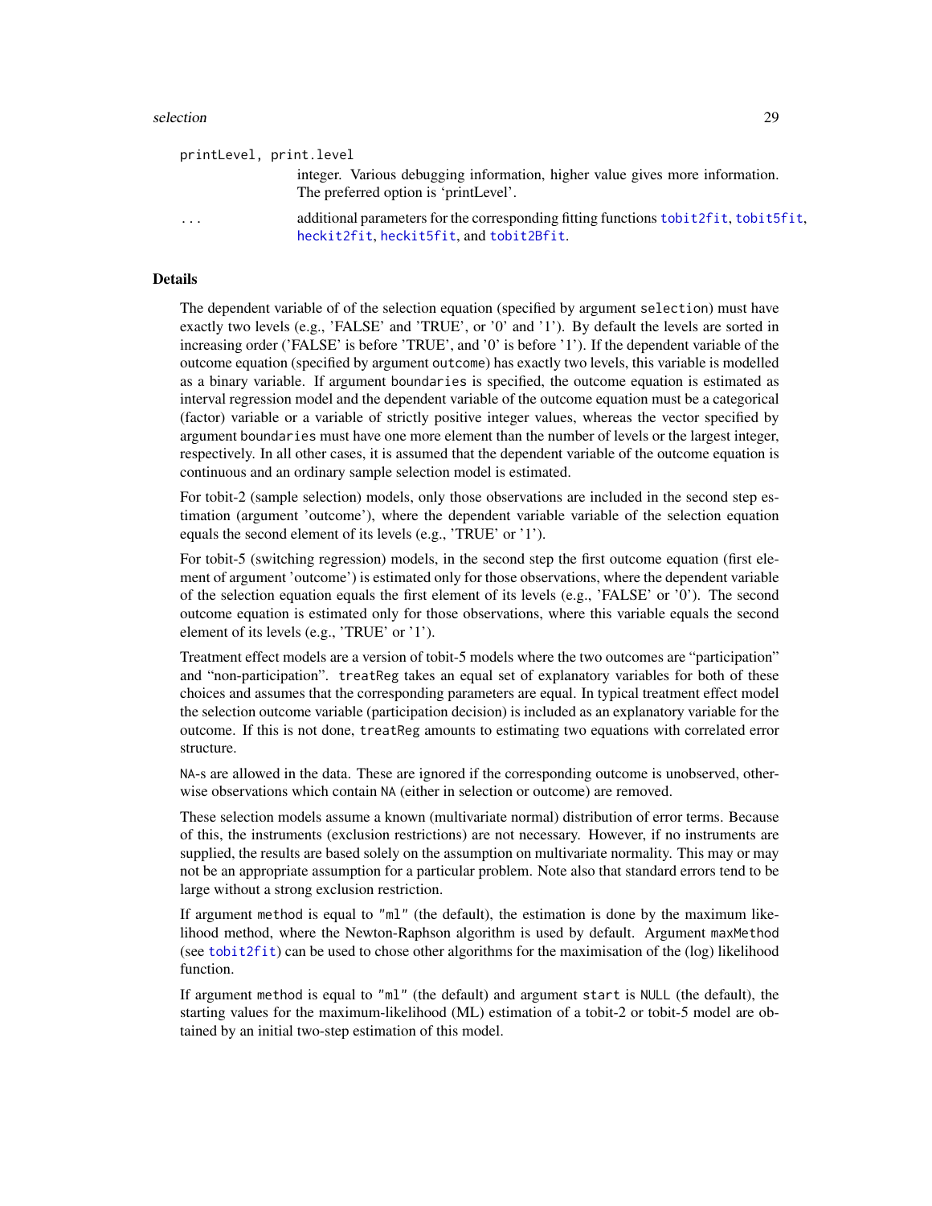printLevel, print.level

: integer. Various debugging information, higher value gives more information. The preferred option is 'printLevel'.

...

: additional parameters for the corresponding fitting functions tobit2fit, tobit5fit, heckit2fit, heckit5fit, and tobit2Bfit.

## Details

The dependent variable of of the selection equation (specified by argument selection) must have exactly two levels (e.g., 'FALSE' and 'TRUE', or '0' and '1'). By default the levels are sorted in increasing order ('FALSE' is before 'TRUE', and '0' is before '1'). If the dependent variable of the outcome equation (specified by argument outcome) has exactly two levels, this variable is modelled as a binary variable. If argument boundaries is specified, the outcome equation is estimated as interval regression model and the dependent variable of the outcome equation must be a categorical (factor) variable or a variable of strictly positive integer values, whereas the vector specified by argument boundaries must have one more element than the number of levels or the largest integer, respectively. In all other cases, it is assumed that the dependent variable of the outcome equation is continuous and an ordinary sample selection model is estimated.

For tobit-2 (sample selection) models, only those observations are included in the second step estimation (argument 'outcome'), where the dependent variable variable of the selection equation equals the second element of its levels (e.g., 'TRUE' or '1').

For tobit-5 (switching regression) models, in the second step the first outcome equation (first element of argument 'outcome') is estimated only for those observations, where the dependent variable of the selection equation equals the first element of its levels (e.g., 'FALSE' or '0'). The second outcome equation is estimated only for those observations, where this variable equals the second element of its levels (e.g., 'TRUE' or '1').

Treatment effect models are a version of tobit-5 models where the two outcomes are "participation" and "non-participation". treatReg takes an equal set of explanatory variables for both of these choices and assumes that the corresponding parameters are equal. In typical treatment effect model the selection outcome variable (participation decision) is included as an explanatory variable for the outcome. If this is not done, treatReg amounts to estimating two equations with correlated error structure.

NA-s are allowed in the data. These are ignored if the corresponding outcome is unobserved, otherwise observations which contain NA (either in selection or outcome) are removed.

These selection models assume a known (multivariate normal) distribution of error terms. Because of this, the instruments (exclusion restrictions) are not necessary. However, if no instruments are supplied, the results are based solely on the assumption on multivariate normality. This may or may not be an appropriate assumption for a particular problem. Note also that standard errors tend to be large without a strong exclusion restriction.

If argument method is equal to "ml" (the default), the estimation is done by the maximum likelihood method, where the Newton-Raphson algorithm is used by default. Argument maxMethod (see tobit2fit) can be used to chose other algorithms for the maximisation of the (log) likelihood function.

If argument method is equal to "ml" (the default) and argument start is NULL (the default), the starting values for the maximum-likelihood (ML) estimation of a tobit-2 or tobit-5 model are obtained by an initial two-step estimation of this model.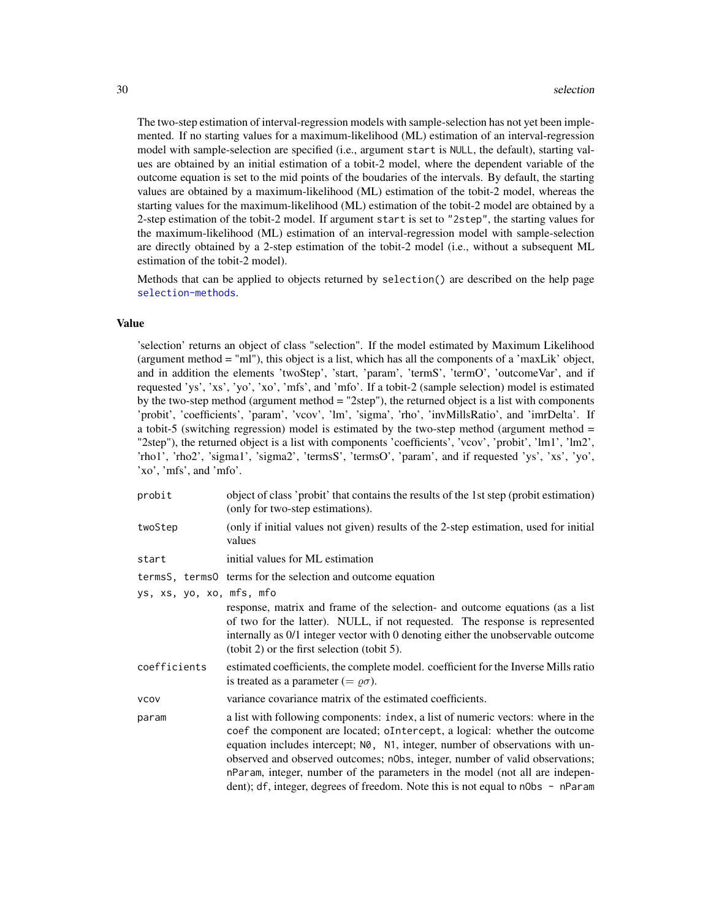The two-step estimation of interval-regression models with sample-selection has not yet been implemented. If no starting values for a maximum-likelihood (ML) estimation of an interval-regression model with sample-selection are specified (i.e., argument `start` is `NULL`, the default), starting values are obtained by an initial estimation of a tobit-2 model, where the dependent variable of the outcome equation is set to the mid points of the boudaries of the intervals. By default, the starting values are obtained by a maximum-likelihood (ML) estimation of the tobit-2 model, whereas the starting values for the maximum-likelihood (ML) estimation of the tobit-2 model are obtained by a 2-step estimation of the tobit-2 model. If argument `start` is set to `"2step"`, the starting values for the maximum-likelihood (ML) estimation of an interval-regression model with sample-selection are directly obtained by a 2-step estimation of the tobit-2 model (i.e., without a subsequent ML estimation of the tobit-2 model).

Methods that can be applied to objects returned by `selection()` are described on the help page selection-methods.

## Value

'selection' returns an object of class "selection". If the model estimated by Maximum Likelihood (argument method = "ml"), this object is a list, which has all the components of a 'maxLik' object, and in addition the elements 'twoStep', 'start', 'param', 'termS', 'termO', 'outcomeVar', and if requested 'ys', 'xs', 'yo', 'xo', 'mfs', and 'mfo'. If a tobit-2 (sample selection) model is estimated by the two-step method (argument method = "2step"), the returned object is a list with components 'probit', 'coefficients', 'param', 'vcov', 'lm', 'sigma', 'rho', 'invMillsRatio', and 'imrDelta'. If a tobit-5 (switching regression) model is estimated by the two-step method (argument method = "2step"), the returned object is a list with components 'coefficients', 'vcov', 'probit', 'lm1', 'lm2', 'rho1', 'rho2', 'sigma1', 'sigma2', 'termsS', 'termsO', 'param', and if requested 'ys', 'xs', 'yo', 'xo', 'mfs', and 'mfo'.

`probit`
: object of class 'probit' that contains the results of the 1st step (probit estimation) (only for two-step estimations).

`twoStep`
: (only if initial values not given) results of the 2-step estimation, used for initial values

`start`
: initial values for ML estimation

`termsS, termsO`
: terms for the selection and outcome equation

`ys, xs, yo, xo, mfs, mfo`
: response, matrix and frame of the selection- and outcome equations (as a list of two for the latter). NULL, if not requested. The response is represented internally as 0/1 integer vector with 0 denoting either the unobservable outcome (tobit 2) or the first selection (tobit 5).

`coefficients`
: estimated coefficients, the complete model. coefficient for the Inverse Mills ratio is treated as a parameter ($= \varrho\sigma$).

`vcov`
: variance covariance matrix of the estimated coefficients.

`param`
: a list with following components: `index`, a list of numeric vectors: where in the `coef` the component are located; `oIntercept`, a logical: whether the outcome equation includes intercept; `N0, N1`, integer, number of observations with unobserved and observed outcomes; `nObs`, integer, number of valid observations; `nParam`, integer, number of the parameters in the model (not all are independent); `df`, integer, degrees of freedom. Note this is not equal to `nObs - nParam`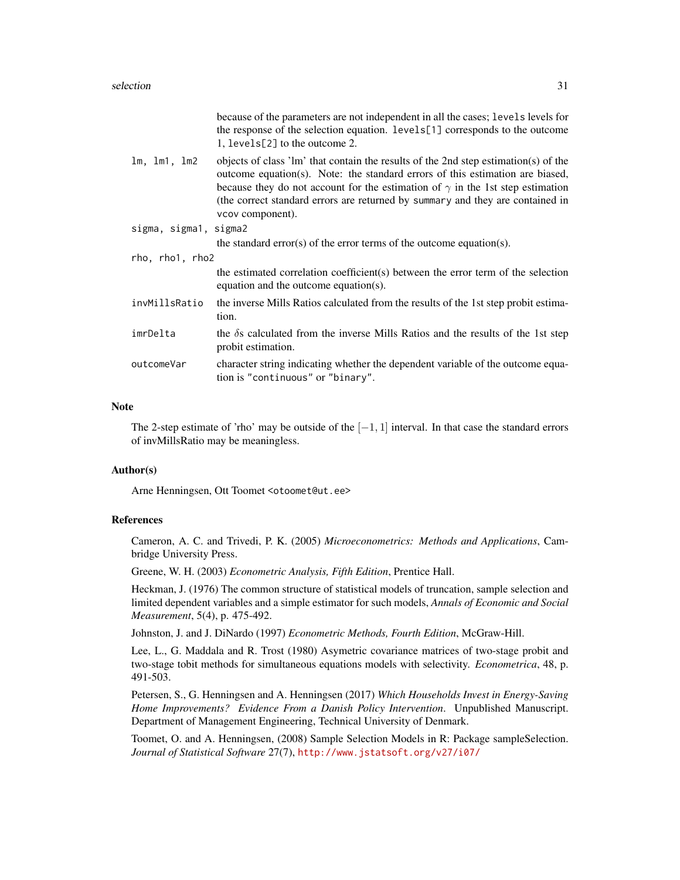because of the parameters are not independent in all the cases; `levels` levels for the response of the selection equation. `levels[1]` corresponds to the outcome 1, `levels[2]` to the outcome 2.

`lm, lm1, lm2`
: objects of class 'lm' that contain the results of the 2nd step estimation(s) of the outcome equation(s). Note: the standard errors of this estimation are biased, because they do not account for the estimation of $\gamma$ in the 1st step estimation (the correct standard errors are returned by `summary` and they are contained in `vcov` component).

`sigma, sigma1, sigma2`
: the standard error(s) of the error terms of the outcome equation(s).

`rho, rho1, rho2`
: the estimated correlation coefficient(s) between the error term of the selection equation and the outcome equation(s).

`invMillsRatio`
: the inverse Mills Ratios calculated from the results of the 1st step probit estimation.

`imrDelta`
: the $\delta$s calculated from the inverse Mills Ratios and the results of the 1st step probit estimation.

`outcomeVar`
: character string indicating whether the dependent variable of the outcome equation is `"continuous"` or `"binary"`.

## Note

The 2-step estimate of 'rho' may be outside of the $[-1, 1]$ interval. In that case the standard errors of invMillsRatio may be meaningless.

## Author(s)

Arne Henningsen, Ott Toomet <otoomet@ut.ee>

## References

Cameron, A. C. and Trivedi, P. K. (2005) *Microeconometrics: Methods and Applications*, Cambridge University Press.

Greene, W. H. (2003) *Econometric Analysis, Fifth Edition*, Prentice Hall.

Heckman, J. (1976) The common structure of statistical models of truncation, sample selection and limited dependent variables and a simple estimator for such models, *Annals of Economic and Social Measurement*, 5(4), p. 475-492.

Johnston, J. and J. DiNardo (1997) *Econometric Methods, Fourth Edition*, McGraw-Hill.

Lee, L., G. Maddala and R. Trost (1980) Asymetric covariance matrices of two-stage probit and two-stage tobit methods for simultaneous equations models with selectivity. *Econometrica*, 48, p. 491-503.

Petersen, S., G. Henningsen and A. Henningsen (2017) *Which Households Invest in Energy-Saving Home Improvements? Evidence From a Danish Policy Intervention*. Unpublished Manuscript. Department of Management Engineering, Technical University of Denmark.

Toomet, O. and A. Henningsen, (2008) Sample Selection Models in R: Package sampleSelection. *Journal of Statistical Software* 27(7), http://www.jstatsoft.org/v27/i07/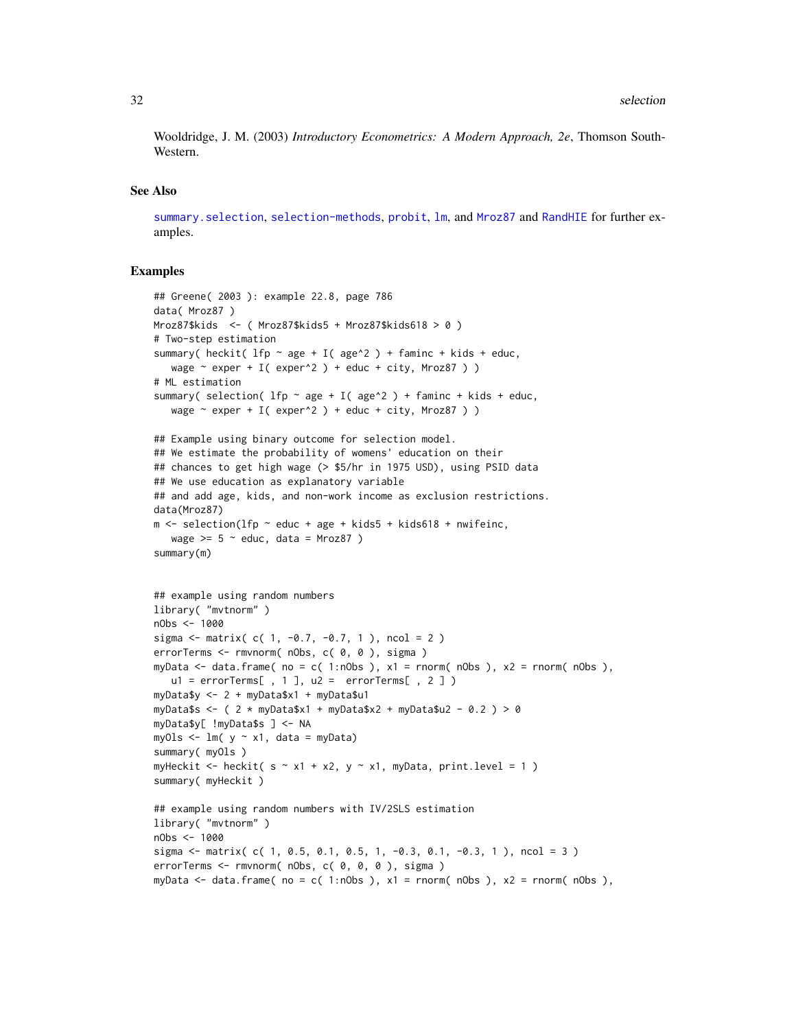Wooldridge, J. M. (2003) *Introductory Econometrics: A Modern Approach, 2e*, Thomson South-Western.

## See Also

summary.selection, selection-methods, probit, lm, and Mroz87 and RandHIE for further examples.

## Examples

```
## Greene( 2003 ): example 22.8, page 786
data( Mroz87 )
Mroz87$kids  <- ( Mroz87$kids5 + Mroz87$kids618 > 0 )
# Two-step estimation
summary( heckit( lfp ~ age + I( age^2 ) + faminc + kids + educ,
   wage ~ exper + I( exper^2 ) + educ + city, Mroz87 ) )
# ML estimation
summary( selection( lfp ~ age + I( age^2 ) + faminc + kids + educ,
   wage ~ exper + I( exper^2 ) + educ + city, Mroz87 ) )

## Example using binary outcome for selection model.
## We estimate the probability of womens' education on their
## chances to get high wage (> $5/hr in 1975 USD), using PSID data
## We use education as explanatory variable
## and add age, kids, and non-work income as exclusion restrictions.
data(Mroz87)
m <- selection(lfp ~ educ + age + kids5 + kids618 + nwifeinc,
   wage >= 5 ~ educ, data = Mroz87 )
summary(m)


## example using random numbers
library( "mvtnorm" )
nObs <- 1000
sigma <- matrix( c( 1, -0.7, -0.7, 1 ), ncol = 2 )
errorTerms <- rmvnorm( nObs, c( 0, 0 ), sigma )
myData <- data.frame( no = c( 1:nObs ), x1 = rnorm( nObs ), x2 = rnorm( nObs ),
   u1 = errorTerms[ , 1 ], u2 =  errorTerms[ , 2 ] )
myData$y <- 2 + myData$x1 + myData$u1
myData$s <- ( 2 * myData$x1 + myData$x2 + myData$u2 - 0.2 ) > 0
myData$y[ !myData$s ] <- NA
myOls <- lm( y ~ x1, data = myData)
summary( myOls )
myHeckit <- heckit( s ~ x1 + x2, y ~ x1, myData, print.level = 1 )
summary( myHeckit )

## example using random numbers with IV/2SLS estimation
library( "mvtnorm" )
nObs <- 1000
sigma <- matrix( c( 1, 0.5, 0.1, 0.5, 1, -0.3, 0.1, -0.3, 1 ), ncol = 3 )
errorTerms <- rmvnorm( nObs, c( 0, 0, 0 ), sigma )
myData <- data.frame( no = c( 1:nObs ), x1 = rnorm( nObs ), x2 = rnorm( nObs ),
```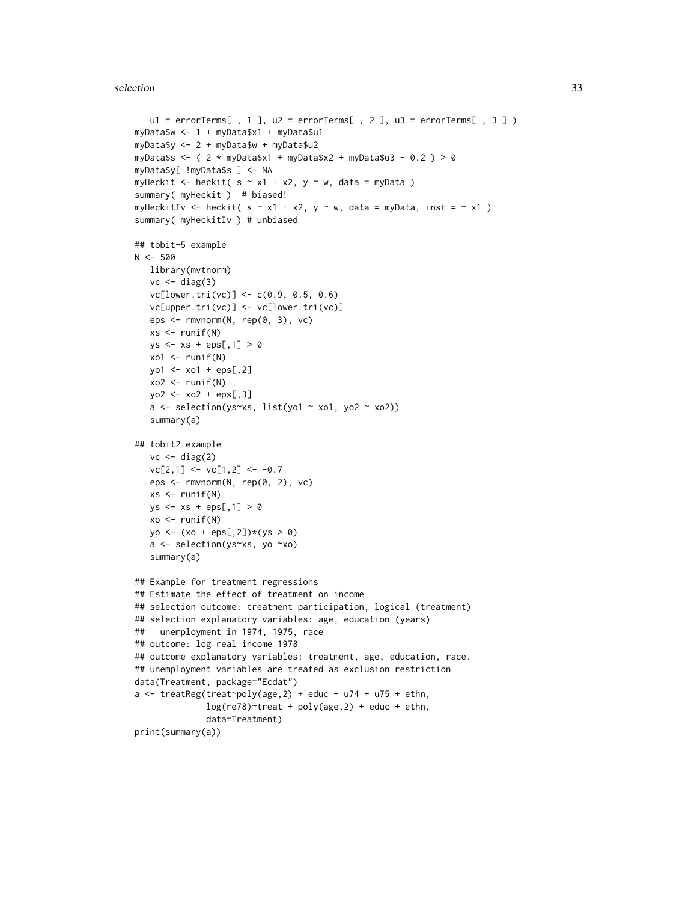```
   u1 = errorTerms[ , 1 ], u2 = errorTerms[ , 2 ], u3 = errorTerms[ , 3 ] )
myData$w <- 1 + myData$x1 + myData$u1
myData$y <- 2 + myData$w + myData$u2
myData$s <- ( 2 * myData$x1 + myData$x2 + myData$u3 - 0.2 ) > 0
myData$y[ !myData$s ] <- NA
myHeckit <- heckit( s ~ x1 + x2, y ~ w, data = myData )
summary( myHeckit )  # biased!
myHeckitIv <- heckit( s ~ x1 + x2, y ~ w, data = myData, inst = ~ x1 )
summary( myHeckitIv ) # unbiased

## tobit-5 example
N <- 500
   library(mvtnorm)
   vc <- diag(3)
   vc[lower.tri(vc)] <- c(0.9, 0.5, 0.6)
   vc[upper.tri(vc)] <- vc[lower.tri(vc)]
   eps <- rmvnorm(N, rep(0, 3), vc)
   xs <- runif(N)
   ys <- xs + eps[,1] > 0
   xo1 <- runif(N)
   yo1 <- xo1 + eps[,2]
   xo2 <- runif(N)
   yo2 <- xo2 + eps[,3]
   a <- selection(ys~xs, list(yo1 ~ xo1, yo2 ~ xo2))
   summary(a)

## tobit2 example
   vc <- diag(2)
   vc[2,1] <- vc[1,2] <- -0.7
   eps <- rmvnorm(N, rep(0, 2), vc)
   xs <- runif(N)
   ys <- xs + eps[,1] > 0
   xo <- runif(N)
   yo <- (xo + eps[,2])*(ys > 0)
   a <- selection(ys~xs, yo ~xo)
   summary(a)

## Example for treatment regressions
## Estimate the effect of treatment on income
## selection outcome: treatment participation, logical (treatment)
## selection explanatory variables: age, education (years)
##   unemployment in 1974, 1975, race
## outcome: log real income 1978
## outcome explanatory variables: treatment, age, education, race.
## unemployment variables are treated as exclusion restriction
data(Treatment, package="Ecdat")
a <- treatReg(treat~poly(age,2) + educ + u74 + u75 + ethn,
              log(re78)~treat + poly(age,2) + educ + ethn,
              data=Treatment)
print(summary(a))
```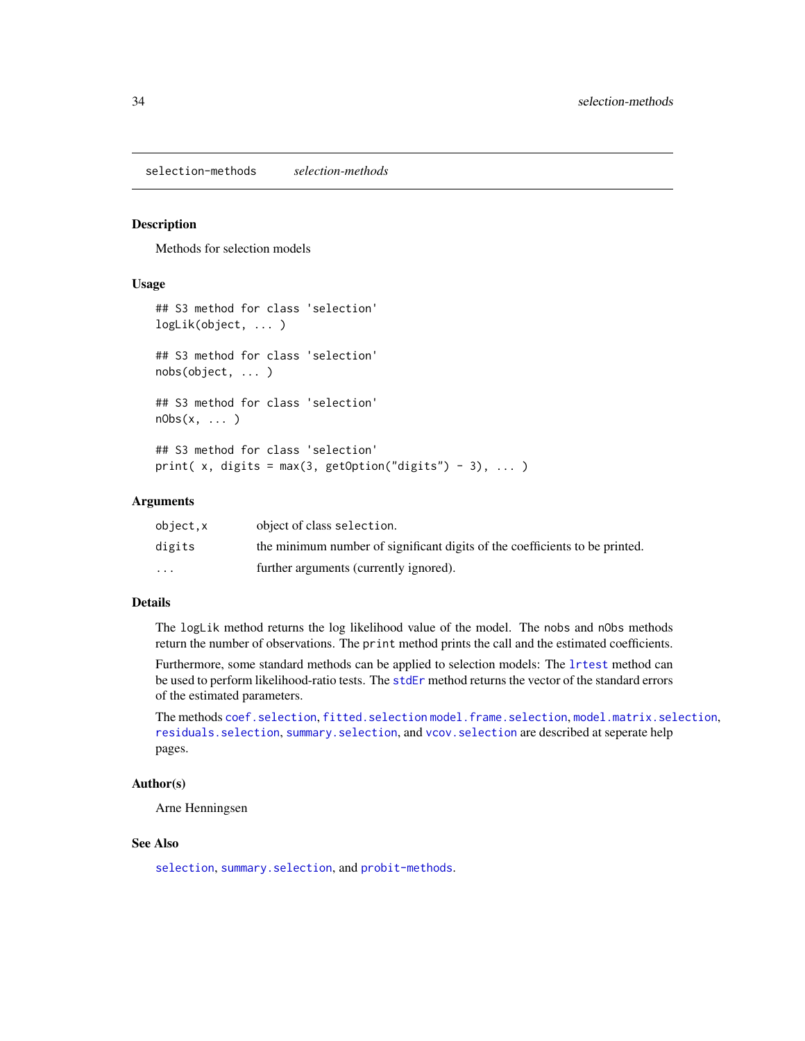selection-methods *selection-methods*

## Description

Methods for selection models

## Usage

```
## S3 method for class 'selection'
logLik(object, ... )

## S3 method for class 'selection'
nobs(object, ... )

## S3 method for class 'selection'
nObs(x, ... )

## S3 method for class 'selection'
print( x, digits = max(3, getOption("digits") - 3), ... )
```

## Arguments

| | |
|---|---|
| `object,x` | object of class `selection`. |
| `digits` | the minimum number of significant digits of the coefficients to be printed. |
| `...` | further arguments (currently ignored). |

## Details

The `logLik` method returns the log likelihood value of the model. The `nobs` and `nObs` methods return the number of observations. The `print` method prints the call and the estimated coefficients.

Furthermore, some standard methods can be applied to selection models: The `lrtest` method can be used to perform likelihood-ratio tests. The `stdEr` method returns the vector of the standard errors of the estimated parameters.

The methods `coef.selection`, `fitted.selection` `model.frame.selection`, `model.matrix.selection`, `residuals.selection`, `summary.selection`, and `vcov.selection` are described at seperate help pages.

## Author(s)

Arne Henningsen

## See Also

`selection`, `summary.selection`, and `probit-methods`.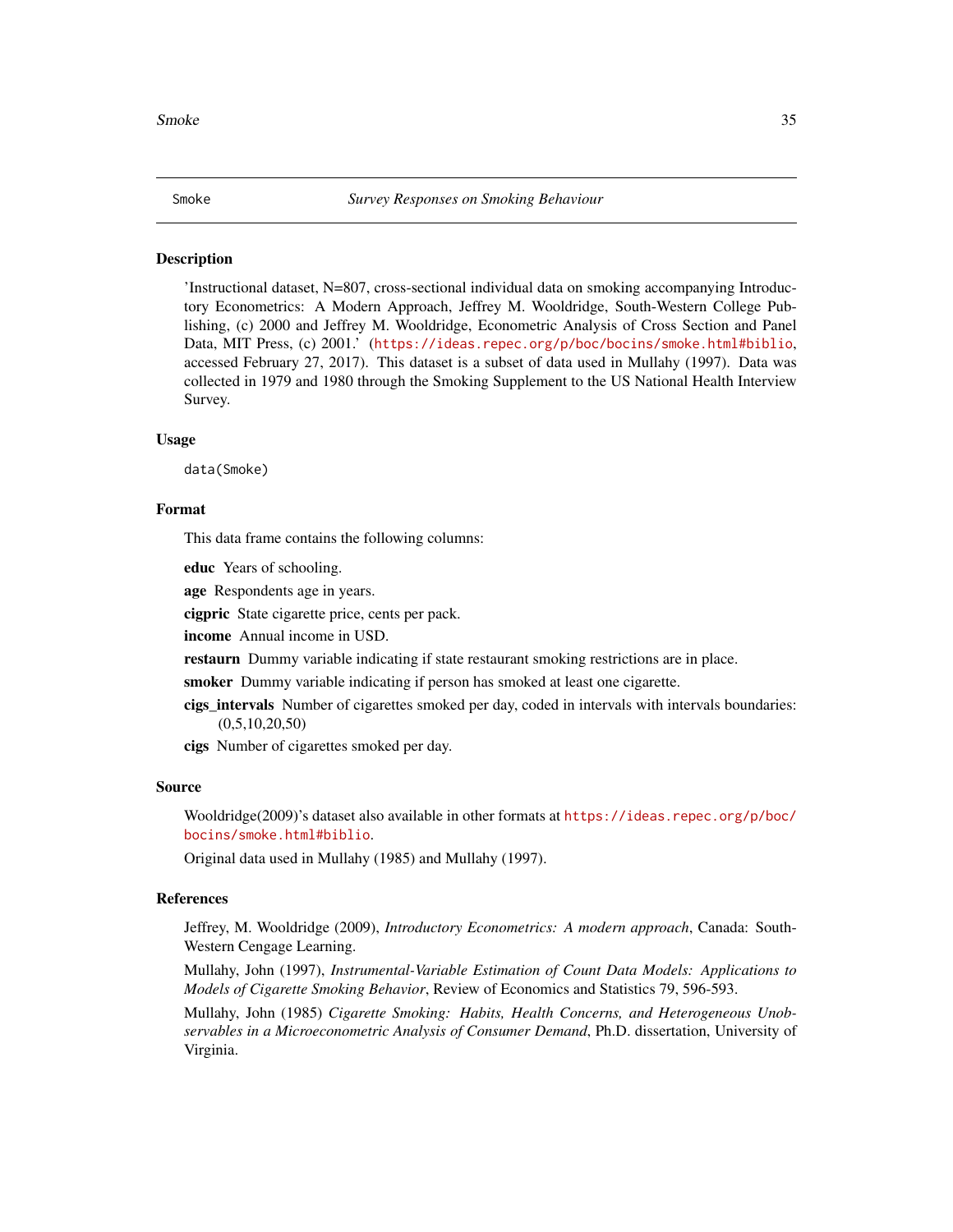## Smoke — *Survey Responses on Smoking Behaviour*

### Description

'Instructional dataset, N=807, cross-sectional individual data on smoking accompanying Introductory Econometrics: A Modern Approach, Jeffrey M. Wooldridge, South-Western College Publishing, (c) 2000 and Jeffrey M. Wooldridge, Econometric Analysis of Cross Section and Panel Data, MIT Press, (c) 2001.' (https://ideas.repec.org/p/boc/bocins/smoke.html#biblio, accessed February 27, 2017). This dataset is a subset of data used in Mullahy (1997). Data was collected in 1979 and 1980 through the Smoking Supplement to the US National Health Interview Survey.

### Usage

```
data(Smoke)
```

### Format

This data frame contains the following columns:

- **educ** Years of schooling.
- **age** Respondents age in years.
- **cigpric** State cigarette price, cents per pack.
- **income** Annual income in USD.
- **restaurn** Dummy variable indicating if state restaurant smoking restrictions are in place.
- **smoker** Dummy variable indicating if person has smoked at least one cigarette.
- **cigs_intervals** Number of cigarettes smoked per day, coded in intervals with intervals boundaries: (0,5,10,20,50)
- **cigs** Number of cigarettes smoked per day.

### Source

Wooldridge(2009)'s dataset also available in other formats at https://ideas.repec.org/p/boc/bocins/smoke.html#biblio.

Original data used in Mullahy (1985) and Mullahy (1997).

### References

Jeffrey, M. Wooldridge (2009), *Introductory Econometrics: A modern approach*, Canada: South-Western Cengage Learning.

Mullahy, John (1997), *Instrumental-Variable Estimation of Count Data Models: Applications to Models of Cigarette Smoking Behavior*, Review of Economics and Statistics 79, 596-593.

Mullahy, John (1985) *Cigarette Smoking: Habits, Health Concerns, and Heterogeneous Unobservables in a Microeconometric Analysis of Consumer Demand*, Ph.D. dissertation, University of Virginia.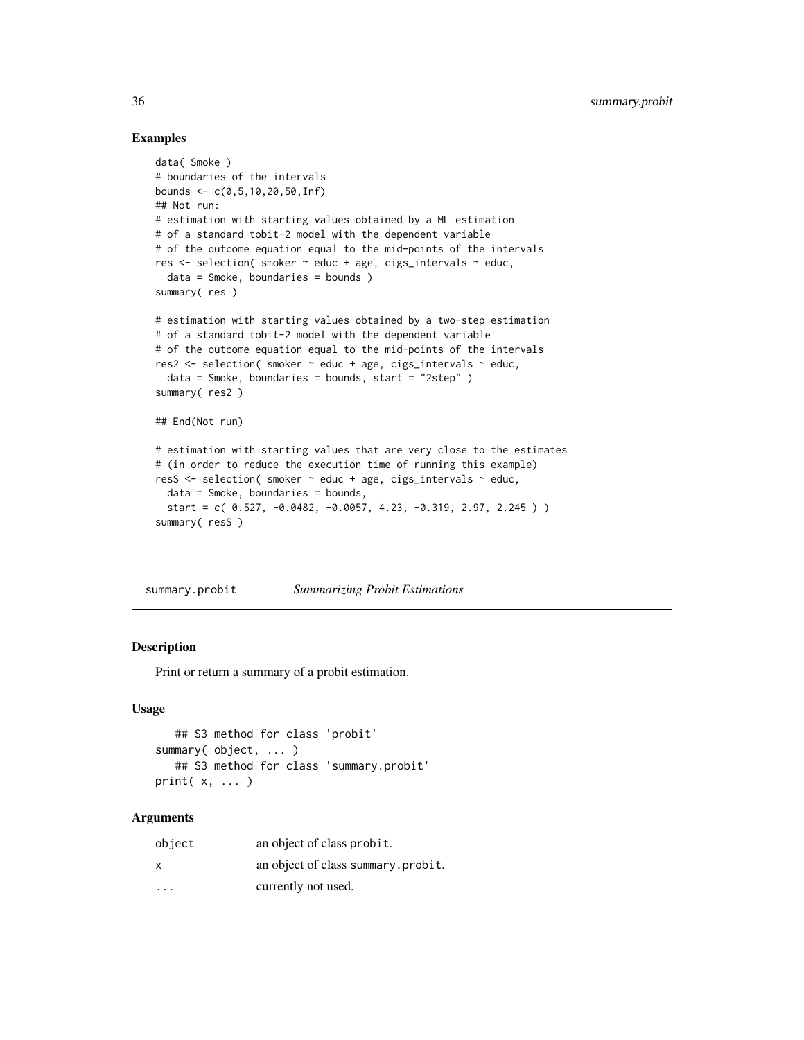### Examples

```
data( Smoke )
# boundaries of the intervals
bounds <- c(0,5,10,20,50,Inf)
## Not run:
# estimation with starting values obtained by a ML estimation
# of a standard tobit-2 model with the dependent variable
# of the outcome equation equal to the mid-points of the intervals
res <- selection( smoker ~ educ + age, cigs_intervals ~ educ,
  data = Smoke, boundaries = bounds )
summary( res )

# estimation with starting values obtained by a two-step estimation
# of a standard tobit-2 model with the dependent variable
# of the outcome equation equal to the mid-points of the intervals
res2 <- selection( smoker ~ educ + age, cigs_intervals ~ educ,
  data = Smoke, boundaries = bounds, start = "2step" )
summary( res2 )

## End(Not run)

# estimation with starting values that are very close to the estimates
# (in order to reduce the execution time of running this example)
resS <- selection( smoker ~ educ + age, cigs_intervals ~ educ,
  data = Smoke, boundaries = bounds,
  start = c( 0.527, -0.0482, -0.0057, 4.23, -0.319, 2.97, 2.245 ) )
summary( resS )
```

---

## summary.probit *Summarizing Probit Estimations*

### Description

Print or return a summary of a probit estimation.

### Usage

```
   ## S3 method for class 'probit'
summary( object, ... )
   ## S3 method for class 'summary.probit'
print( x, ... )
```

### Arguments

| | |
|---|---|
| object | an object of class probit. |
| x | an object of class summary.probit. |
| ... | currently not used. |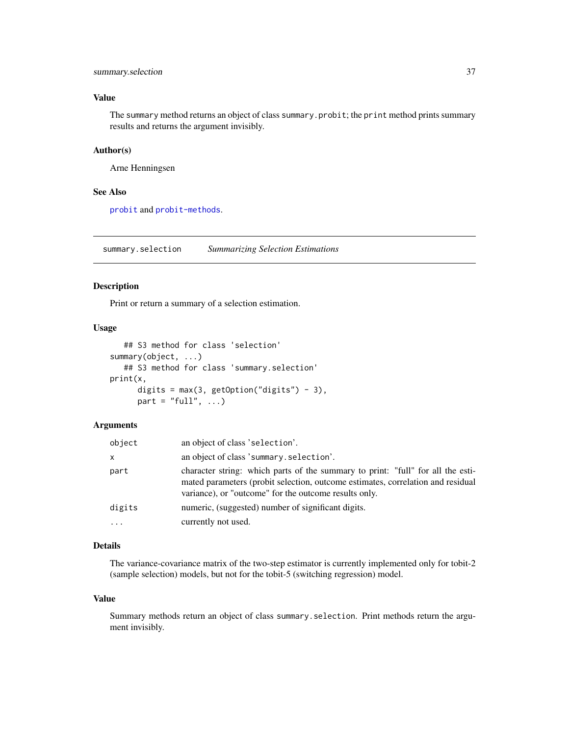### Value

The `summary` method returns an object of class `summary.probit`; the `print` method prints summary results and returns the argument invisibly.

### Author(s)

Arne Henningsen

### See Also

`probit` and `probit-methods`.

---

## summary.selection — *Summarizing Selection Estimations*

### Description

Print or return a summary of a selection estimation.

### Usage

```
   ## S3 method for class 'selection'
summary(object, ...)
   ## S3 method for class 'summary.selection'
print(x,
      digits = max(3, getOption("digits") - 3),
      part = "full", ...)
```

### Arguments

| | |
|---|---|
| `object` | an object of class 'selection'. |
| `x` | an object of class 'summary.selection'. |
| `part` | character string: which parts of the summary to print: "full" for all the estimated parameters (probit selection, outcome estimates, correlation and residual variance), or "outcome" for the outcome results only. |
| `digits` | numeric, (suggested) number of significant digits. |
| `...` | currently not used. |

### Details

The variance-covariance matrix of the two-step estimator is currently implemented only for tobit-2 (sample selection) models, but not for the tobit-5 (switching regression) model.

### Value

Summary methods return an object of class `summary.selection`. Print methods return the argument invisibly.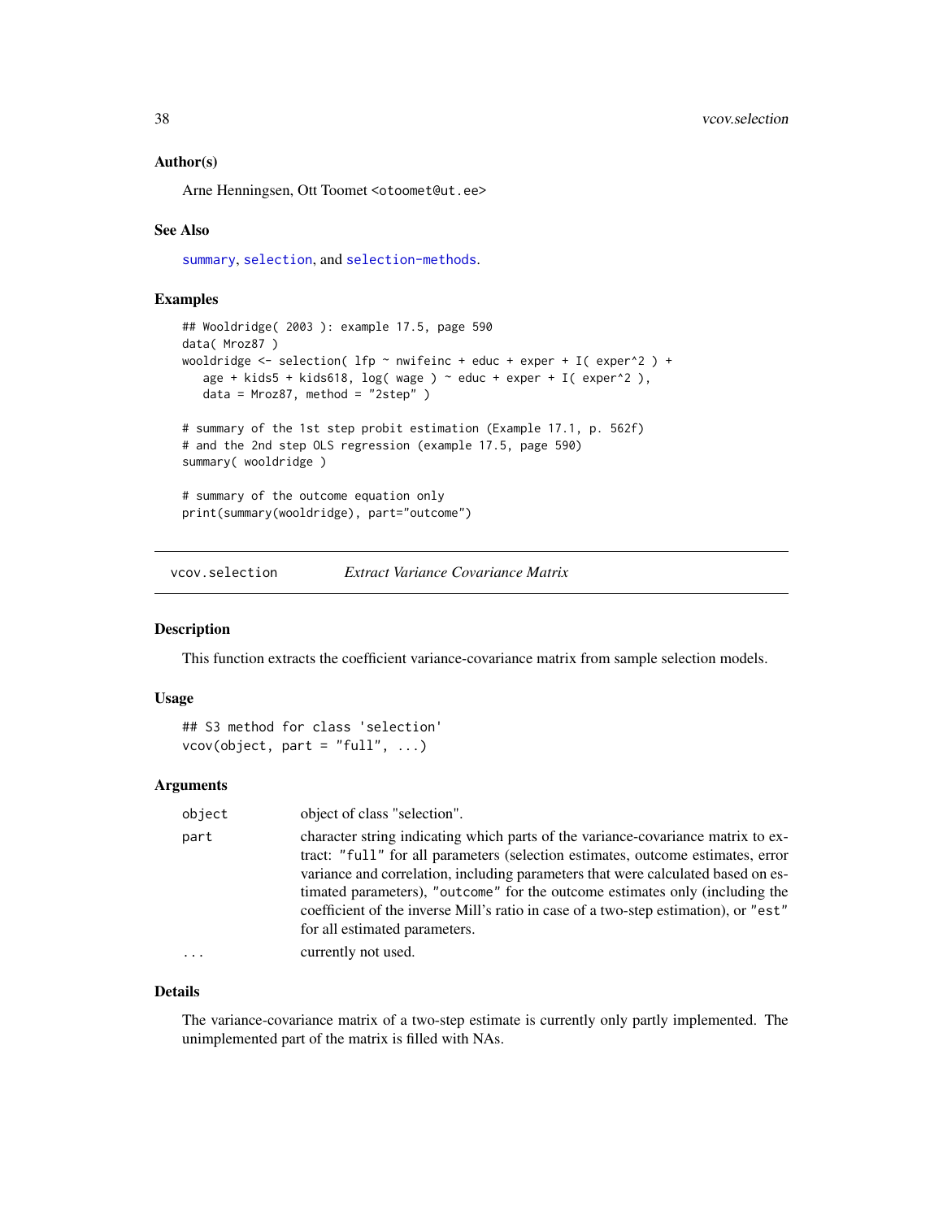### Author(s)

Arne Henningsen, Ott Toomet <otoomet@ut.ee>

### See Also

summary, selection, and selection-methods.

### Examples

```
## Wooldridge( 2003 ): example 17.5, page 590
data( Mroz87 )
wooldridge <- selection( lfp ~ nwifeinc + educ + exper + I( exper^2 ) +
   age + kids5 + kids618, log( wage ) ~ educ + exper + I( exper^2 ),
   data = Mroz87, method = "2step" )

# summary of the 1st step probit estimation (Example 17.1, p. 562f)
# and the 2nd step OLS regression (example 17.5, page 590)
summary( wooldridge )

# summary of the outcome equation only
print(summary(wooldridge), part="outcome")
```

---

## vcov.selection — *Extract Variance Covariance Matrix*

### Description

This function extracts the coefficient variance-covariance matrix from sample selection models.

### Usage

```
## S3 method for class 'selection'
vcov(object, part = "full", ...)
```

### Arguments

| | |
|---|---|
| object | object of class "selection". |
| part | character string indicating which parts of the variance-covariance matrix to extract: "full" for all parameters (selection estimates, outcome estimates, error variance and correlation, including parameters that were calculated based on estimated parameters), "outcome" for the outcome estimates only (including the coefficient of the inverse Mill's ratio in case of a two-step estimation), or "est" for all estimated parameters. |
| ... | currently not used. |

### Details

The variance-covariance matrix of a two-step estimate is currently only partly implemented. The unimplemented part of the matrix is filled with NAs.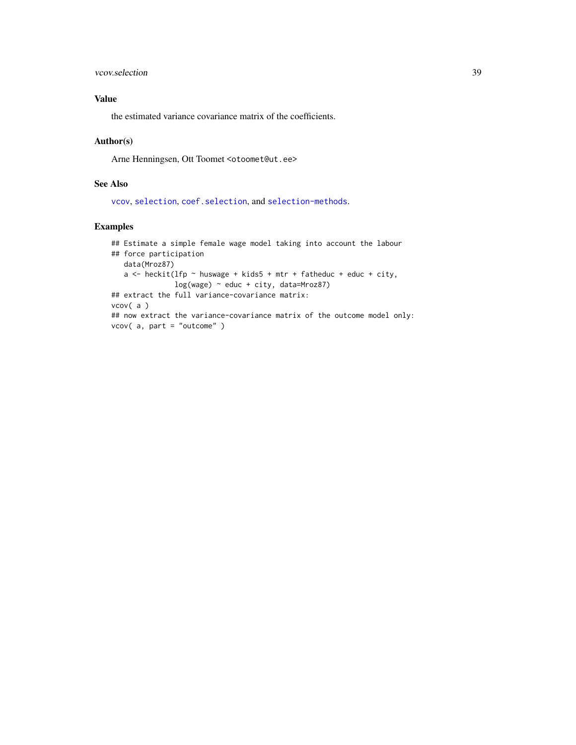### Value

the estimated variance covariance matrix of the coefficients.

### Author(s)

Arne Henningsen, Ott Toomet <otoomet@ut.ee>

### See Also

vcov, selection, coef.selection, and selection-methods.

### Examples

```
## Estimate a simple female wage model taking into account the labour
## force participation
   data(Mroz87)
   a <- heckit(lfp ~ huswage + kids5 + mtr + fatheduc + educ + city,
               log(wage) ~ educ + city, data=Mroz87)
## extract the full variance-covariance matrix:
vcov( a )
## now extract the variance-covariance matrix of the outcome model only:
vcov( a, part = "outcome" )
```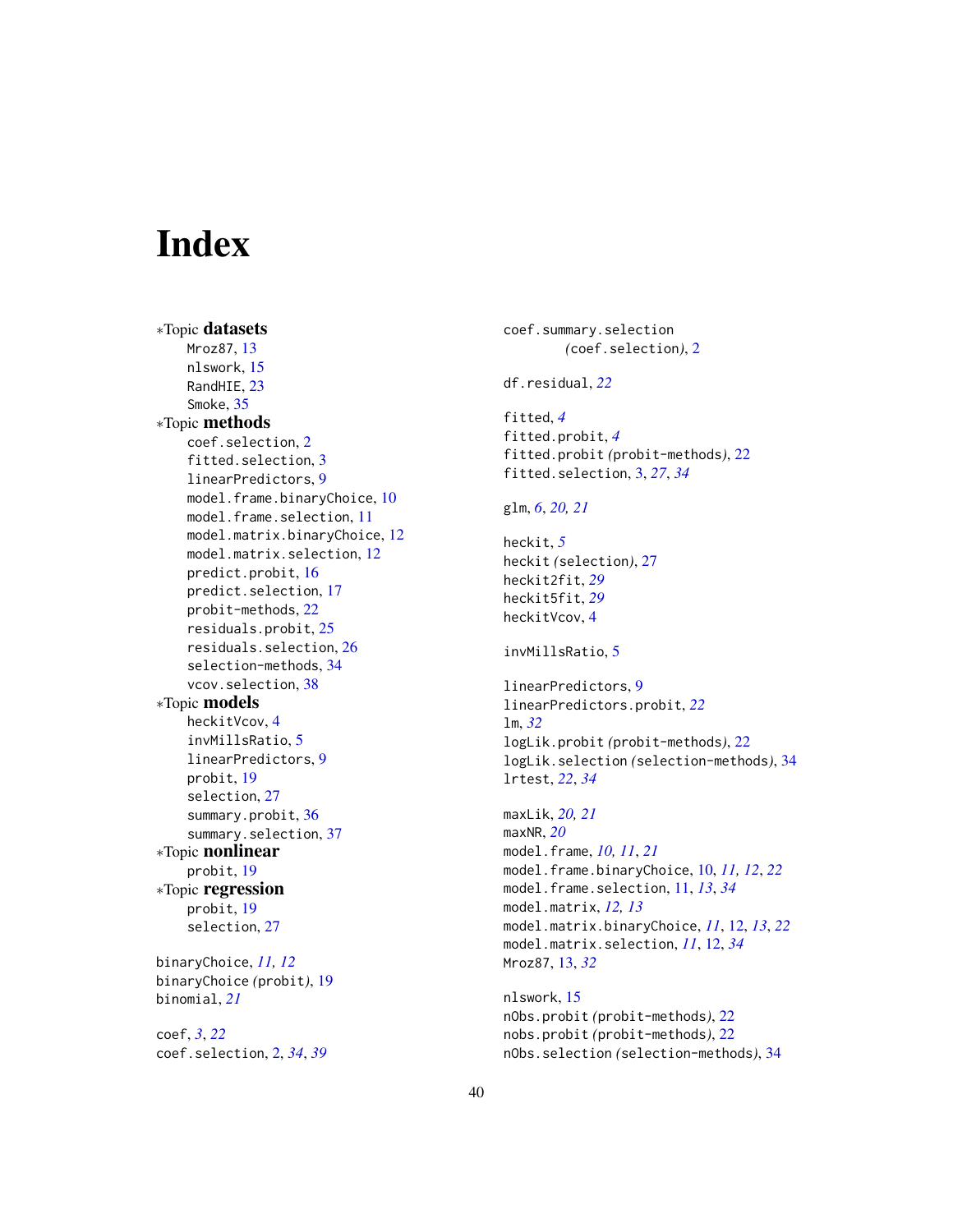# Index

∗Topic **datasets**
- Mroz87, 13
- nlswork, 15
- RandHIE, 23
- Smoke, 35

∗Topic **methods**
- coef.selection, 2
- fitted.selection, 3
- linearPredictors, 9
- model.frame.binaryChoice, 10
- model.frame.selection, 11
- model.matrix.binaryChoice, 12
- model.matrix.selection, 12
- predict.probit, 16
- predict.selection, 17
- probit-methods, 22
- residuals.probit, 25
- residuals.selection, 26
- selection-methods, 34
- vcov.selection, 38

∗Topic **models**
- heckitVcov, 4
- invMillsRatio, 5
- linearPredictors, 9
- probit, 19
- selection, 27
- summary.probit, 36
- summary.selection, 37

∗Topic **nonlinear**
- probit, 19

∗Topic **regression**
- probit, 19
- selection, 27

binaryChoice, *11, 12*
binaryChoice *(*probit*)*, 19
binomial, *21*

coef, *3*, *22*
coef.selection, 2, *34*, *39*
coef.summary.selection
    *(*coef.selection*)*, 2

df.residual, *22*

fitted, *4*
fitted.probit, *4*
fitted.probit *(*probit-methods*)*, 22
fitted.selection, 3, *27*, *34*

glm, *6*, *20, 21*

heckit, *5*
heckit *(*selection*)*, 27
heckit2fit, *29*
heckit5fit, *29*
heckitVcov, 4

invMillsRatio, 5

linearPredictors, 9
linearPredictors.probit, *22*
lm, *32*
logLik.probit *(*probit-methods*)*, 22
logLik.selection *(*selection-methods*)*, 34
lrtest, *22*, *34*

maxLik, *20, 21*
maxNR, *20*
model.frame, *10, 11*, *21*
model.frame.binaryChoice, 10, *11, 12*, *22*
model.frame.selection, 11, *13*, *34*
model.matrix, *12, 13*
model.matrix.binaryChoice, *11*, 12, *13*, *22*
model.matrix.selection, *11*, 12, *34*
Mroz87, 13, *32*

nlswork, 15
nObs.probit *(*probit-methods*)*, 22
nobs.probit *(*probit-methods*)*, 22
nObs.selection *(*selection-methods*)*, 34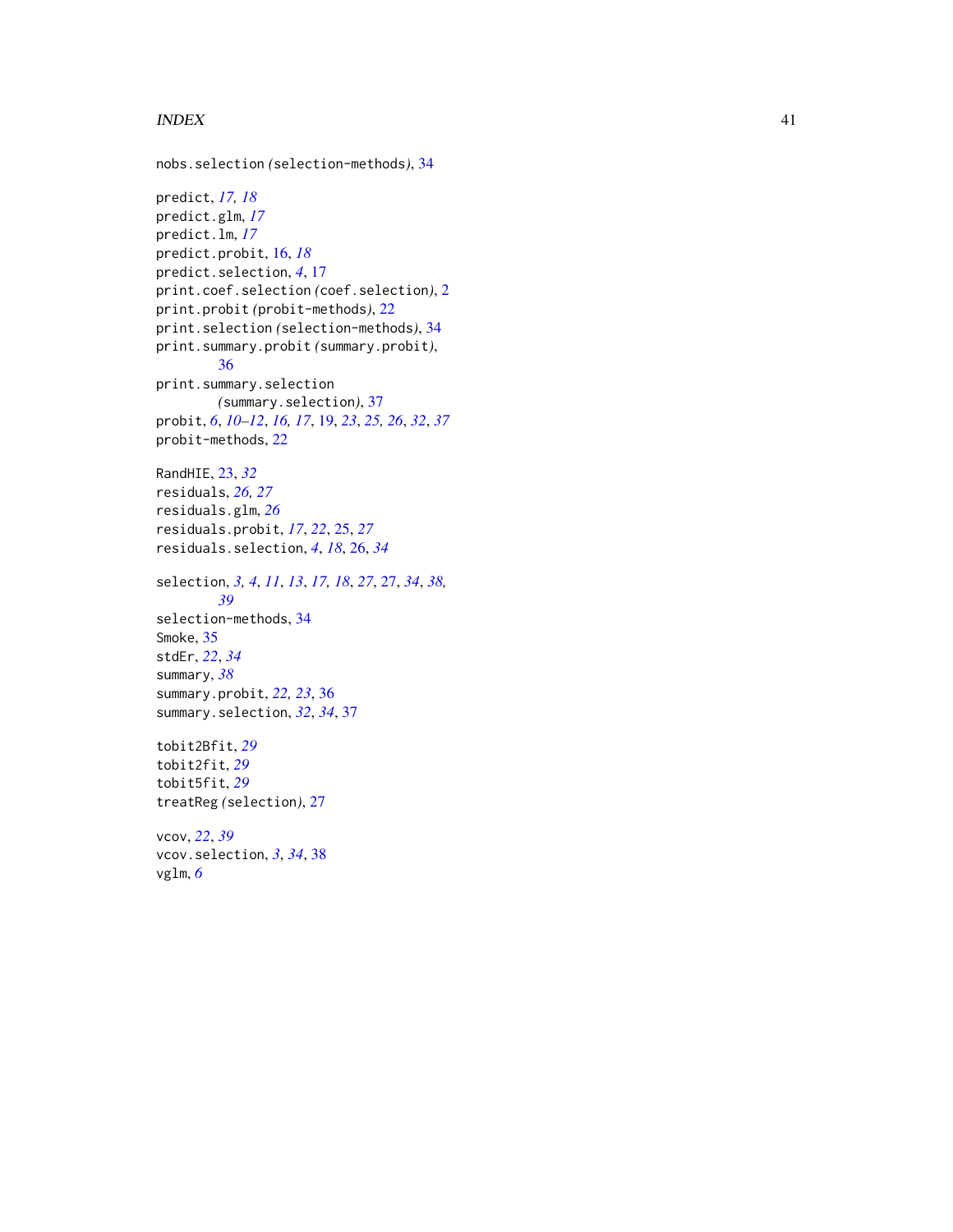nobs.selection *(selection-methods)*, 34

predict, *17, 18*
predict.glm, *17*
predict.lm, *17*
predict.probit, 16, *18*
predict.selection, *4*, 17
print.coef.selection *(coef.selection)*, 2
print.probit *(probit-methods)*, 22
print.selection *(selection-methods)*, 34
print.summary.probit *(summary.probit)*, 36
print.summary.selection *(summary.selection)*, 37
probit, *6*, *10–12*, *16, 17*, 19, *23*, *25, 26*, *32*, *37*
probit-methods, 22

RandHIE, 23, *32*
residuals, *26, 27*
residuals.glm, *26*
residuals.probit, *17*, *22*, 25, *27*
residuals.selection, *4*, *18*, 26, *34*

selection, *3, 4*, *11*, *13*, *17, 18*, *27*, 27, *34*, *38, 39*
selection-methods, 34
Smoke, 35
stdEr, *22*, *34*
summary, *38*
summary.probit, *22, 23*, 36
summary.selection, *32*, *34*, 37

tobit2Bfit, *29*
tobit2fit, *29*
tobit5fit, *29*
treatReg *(selection)*, 27

vcov, *22*, *39*
vcov.selection, *3*, *34*, 38
vglm, *6*